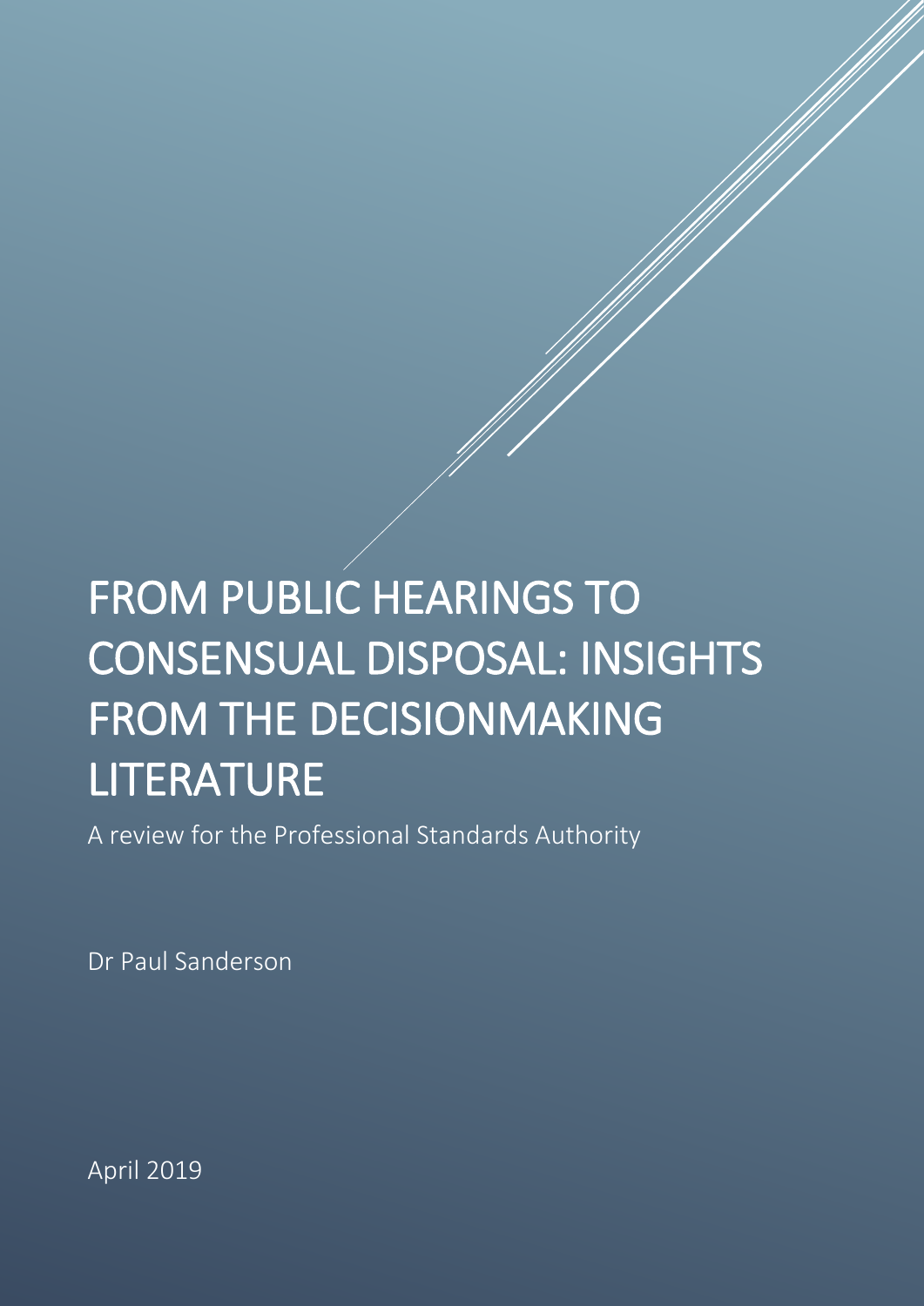# FROM PUBLIC HEARINGS TO CONSENSUAL DISPOSAL: INSIGHTS FROM THE DECISIONMAKING LITERATURE

A review for the Professional Standards Authority

Dr Paul Sanderson

April 2019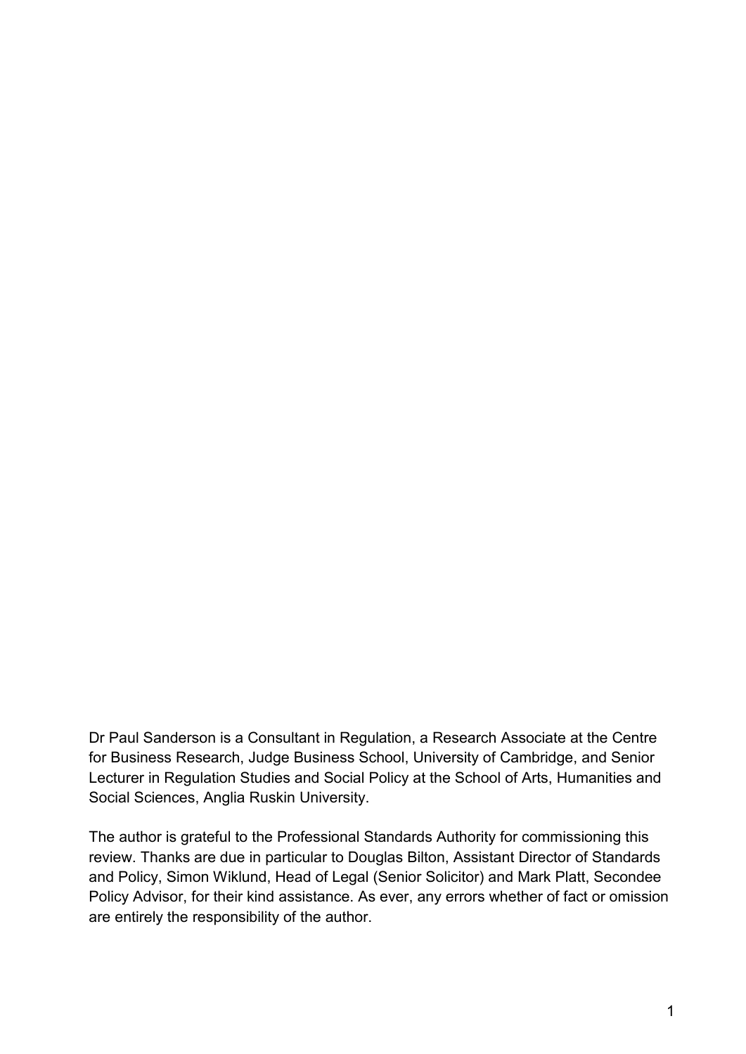Dr Paul Sanderson is a Consultant in Regulation, a Research Associate at the Centre for Business Research, Judge Business School, University of Cambridge, and Senior Lecturer in Regulation Studies and Social Policy at the School of Arts, Humanities and Social Sciences, Anglia Ruskin University.

The author is grateful to the Professional Standards Authority for commissioning this review. Thanks are due in particular to Douglas Bilton, Assistant Director of Standards and Policy, Simon Wiklund, Head of Legal (Senior Solicitor) and Mark Platt, Secondee Policy Advisor, for their kind assistance. As ever, any errors whether of fact or omission are entirely the responsibility of the author.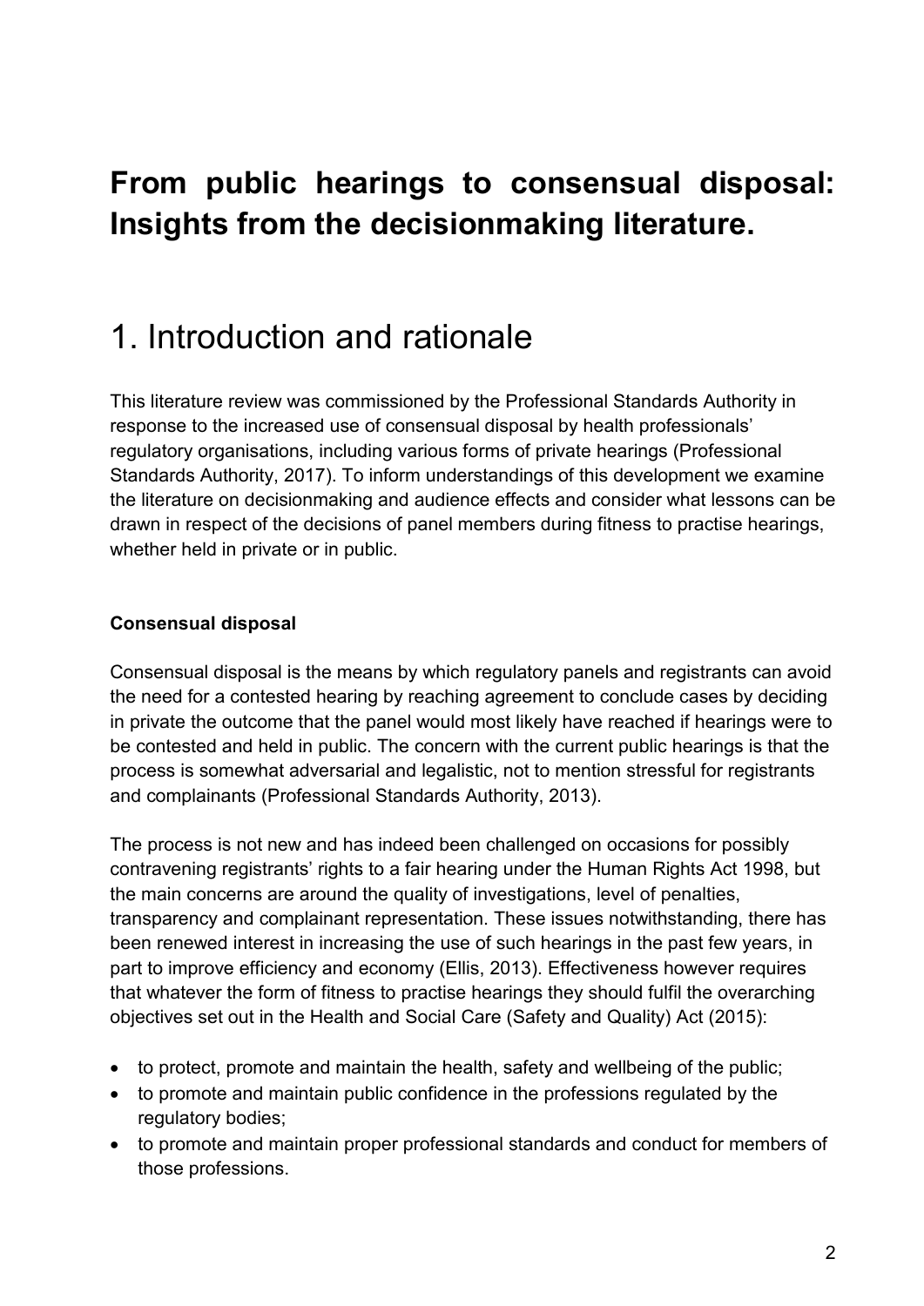# From public hearings to consensual disposal: Insights from the decisionmaking literature.

## 1. Introduction and rationale

This literature review was commissioned by the Professional Standards Authority in response to the increased use of consensual disposal by health professionals' regulatory organisations, including various forms of private hearings (Professional Standards Authority, 2017). To inform understandings of this development we examine the literature on decisionmaking and audience effects and consider what lessons can be drawn in respect of the decisions of panel members during fitness to practise hearings, whether held in private or in public.

**Consensual disposal**

Consensual disposal is the means by which regulatory panels and registrants can avoid the need for a contested hearing by reaching agreement to conclude cases by deciding in private the outcome that the panel would most likely have reached if hearings were to be contested and held in public. The concern with the current public hearings is that the process is somewhat adversarial and legalistic, not to mention stressful for registrants and complainants (Professional Standards Authority, 2013).

The process is not new and has indeed been challenged on occasions for possibly contravening registrants' rights to a fair hearing under the Human Rights Act 1998, but the main concerns are around the quality of investigations, level of penalties, transparency and complainant representation. These issues notwithstanding, there has been renewed interest in increasing the use of such hearings in the past few years, in part to improve efficiency and economy (Ellis, 2013). Effectiveness however requires that whatever the form of fitness to practise hearings they should fulfil the overarching objectives set out in the Health and Social Care (Safety and Quality) Act (2015):

- to protect, promote and maintain the health, safety and wellbeing of the public;
- to promote and maintain public confidence in the professions regulated by the regulatory bodies;
- to promote and maintain proper professional standards and conduct for members of those professions.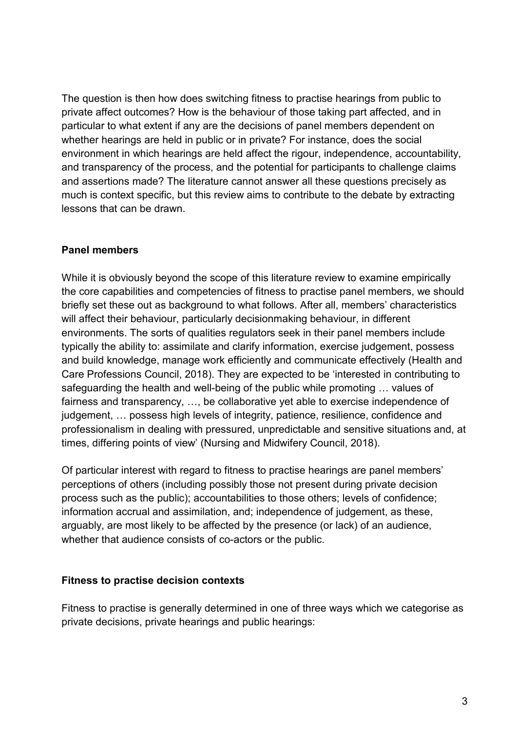The question is then how does switching fitness to practise hearings from public to private affect outcomes? How is the behaviour of those taking part affected, and in particular to what extent if any are the decisions of panel members dependent on whether hearings are held in public or in private? For instance, does the social environment in which hearings are held affect the rigour, independence, accountability, and transparency of the process, and the potential for participants to challenge claims and assertions made? The literature cannot answer all these questions precisely as much is context specific, but this review aims to contribute to the debate by extracting lessons that can be drawn.

## Panel members

While it is obviously beyond the scope of this literature review to examine empirically the core capabilities and competencies of fitness to practise panel members, we should briefly set these out as background to what follows. After all, members' characteristics will affect their behaviour, particularly decisionmaking behaviour, in different environments. The sorts of qualities regulators seek in their panel members include typically the ability to: assimilate and clarify information, exercise judgement, possess and build knowledge, manage work efficiently and communicate effectively (Health and Care Professions Council, 2018). They are expected to be 'interested in contributing to safeguarding the health and well-being of the public while promoting … values of fairness and transparency, …, be collaborative yet able to exercise independence of judgement, … possess high levels of integrity, patience, resilience, confidence and professionalism in dealing with pressured, unpredictable and sensitive situations and, at times, differing points of view' (Nursing and Midwifery Council, 2018).

Of particular interest with regard to fitness to practise hearings are panel members' perceptions of others (including possibly those not present during private decision process such as the public); accountabilities to those others; levels of confidence; information accrual and assimilation, and; independence of judgement, as these, arguably, are most likely to be affected by the presence (or lack) of an audience, whether that audience consists of co-actors or the public.

## Fitness to practise decision contexts

Fitness to practise is generally determined in one of three ways which we categorise as private decisions, private hearings and public hearings: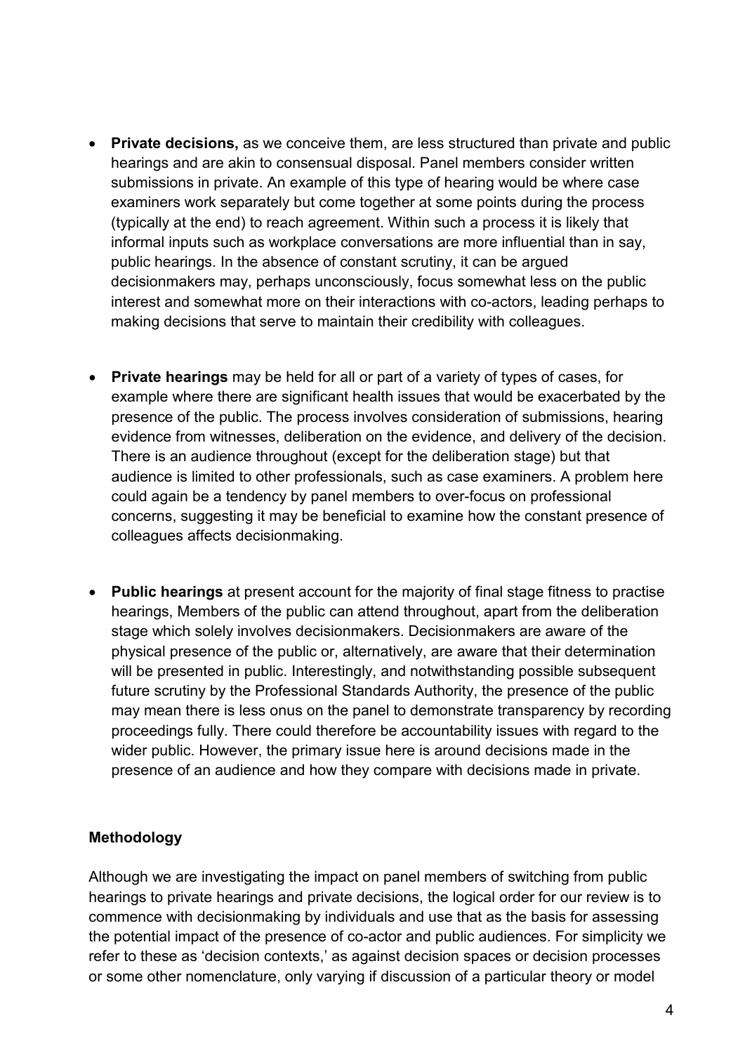- **Private decisions,** as we conceive them, are less structured than private and public hearings and are akin to consensual disposal. Panel members consider written submissions in private. An example of this type of hearing would be where case examiners work separately but come together at some points during the process (typically at the end) to reach agreement. Within such a process it is likely that informal inputs such as workplace conversations are more influential than in say, public hearings. In the absence of constant scrutiny, it can be argued decisionmakers may, perhaps unconsciously, focus somewhat less on the public interest and somewhat more on their interactions with co-actors, leading perhaps to making decisions that serve to maintain their credibility with colleagues.

- **Private hearings** may be held for all or part of a variety of types of cases, for example where there are significant health issues that would be exacerbated by the presence of the public. The process involves consideration of submissions, hearing evidence from witnesses, deliberation on the evidence, and delivery of the decision. There is an audience throughout (except for the deliberation stage) but that audience is limited to other professionals, such as case examiners. A problem here could again be a tendency by panel members to over-focus on professional concerns, suggesting it may be beneficial to examine how the constant presence of colleagues affects decisionmaking.

- **Public hearings** at present account for the majority of final stage fitness to practise hearings, Members of the public can attend throughout, apart from the deliberation stage which solely involves decisionmakers. Decisionmakers are aware of the physical presence of the public or, alternatively, are aware that their determination will be presented in public. Interestingly, and notwithstanding possible subsequent future scrutiny by the Professional Standards Authority, the presence of the public may mean there is less onus on the panel to demonstrate transparency by recording proceedings fully. There could therefore be accountability issues with regard to the wider public. However, the primary issue here is around decisions made in the presence of an audience and how they compare with decisions made in private.

### Methodology

Although we are investigating the impact on panel members of switching from public hearings to private hearings and private decisions, the logical order for our review is to commence with decisionmaking by individuals and use that as the basis for assessing the potential impact of the presence of co-actor and public audiences. For simplicity we refer to these as 'decision contexts,' as against decision spaces or decision processes or some other nomenclature, only varying if discussion of a particular theory or model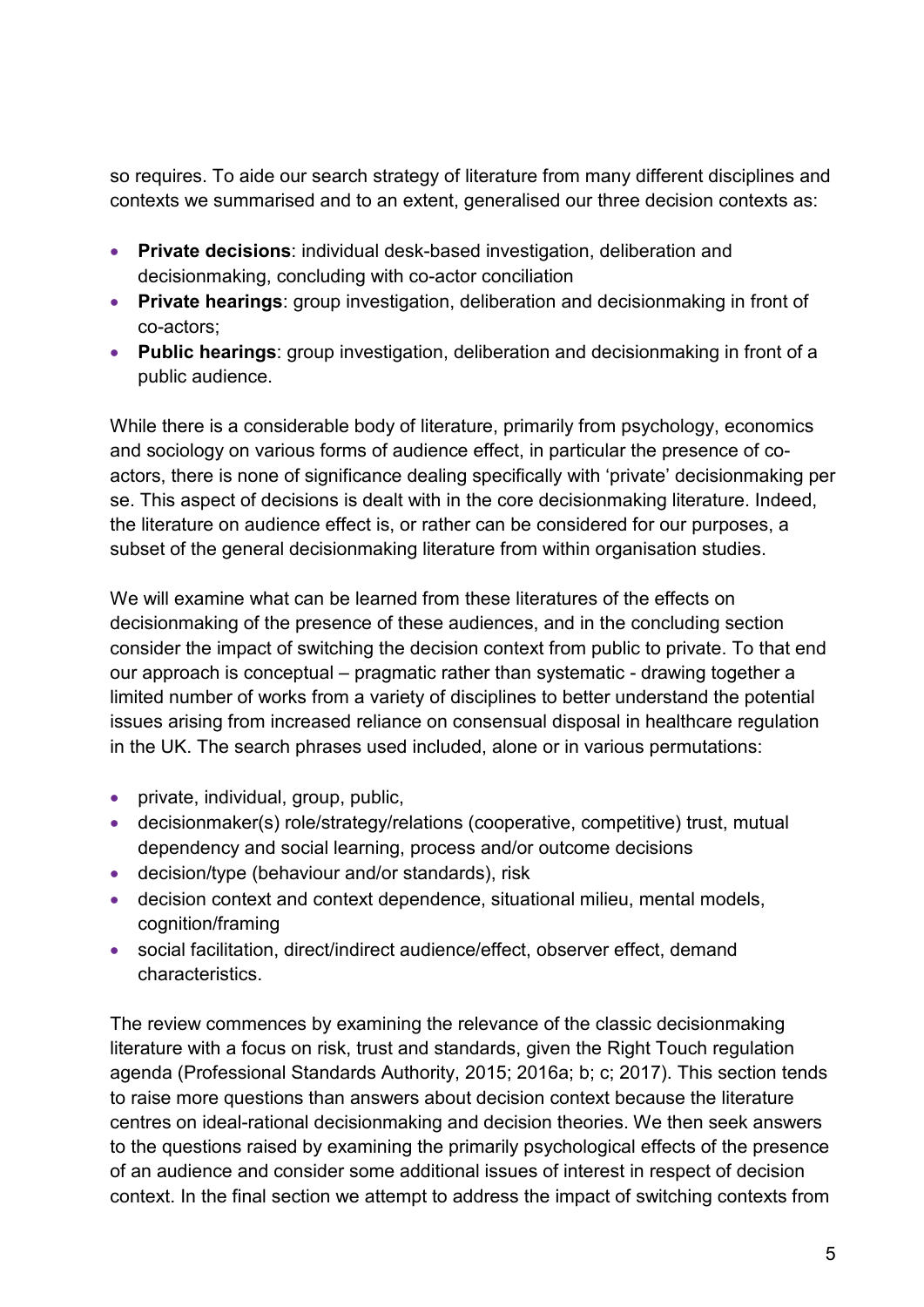so requires. To aide our search strategy of literature from many different disciplines and contexts we summarised and to an extent, generalised our three decision contexts as:

- **Private decisions**: individual desk-based investigation, deliberation and decisionmaking, concluding with co-actor conciliation
- **Private hearings**: group investigation, deliberation and decisionmaking in front of co-actors;
- **Public hearings**: group investigation, deliberation and decisionmaking in front of a public audience.

While there is a considerable body of literature, primarily from psychology, economics and sociology on various forms of audience effect, in particular the presence of co-actors, there is none of significance dealing specifically with 'private' decisionmaking per se. This aspect of decisions is dealt with in the core decisionmaking literature. Indeed, the literature on audience effect is, or rather can be considered for our purposes, a subset of the general decisionmaking literature from within organisation studies.

We will examine what can be learned from these literatures of the effects on decisionmaking of the presence of these audiences, and in the concluding section consider the impact of switching the decision context from public to private. To that end our approach is conceptual – pragmatic rather than systematic - drawing together a limited number of works from a variety of disciplines to better understand the potential issues arising from increased reliance on consensual disposal in healthcare regulation in the UK. The search phrases used included, alone or in various permutations:

- private, individual, group, public,
- decisionmaker(s) role/strategy/relations (cooperative, competitive) trust, mutual dependency and social learning, process and/or outcome decisions
- decision/type (behaviour and/or standards), risk
- decision context and context dependence, situational milieu, mental models, cognition/framing
- social facilitation, direct/indirect audience/effect, observer effect, demand characteristics.

The review commences by examining the relevance of the classic decisionmaking literature with a focus on risk, trust and standards, given the Right Touch regulation agenda (Professional Standards Authority, 2015; 2016a; b; c; 2017). This section tends to raise more questions than answers about decision context because the literature centres on ideal-rational decisionmaking and decision theories. We then seek answers to the questions raised by examining the primarily psychological effects of the presence of an audience and consider some additional issues of interest in respect of decision context. In the final section we attempt to address the impact of switching contexts from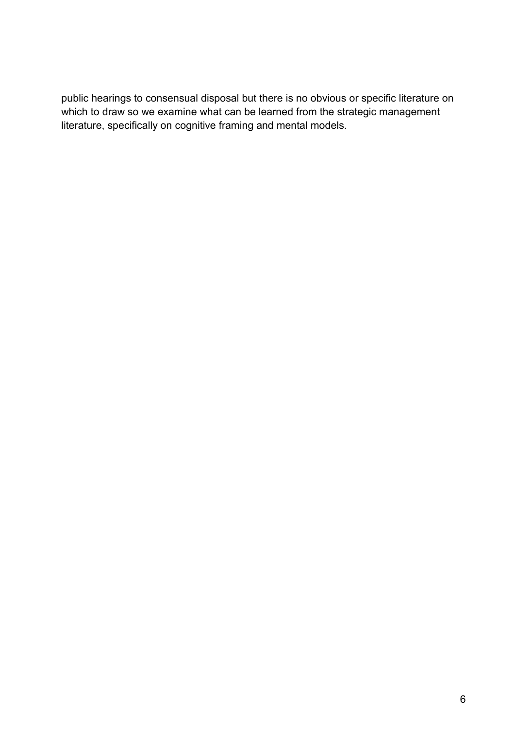public hearings to consensual disposal but there is no obvious or specific literature on which to draw so we examine what can be learned from the strategic management literature, specifically on cognitive framing and mental models.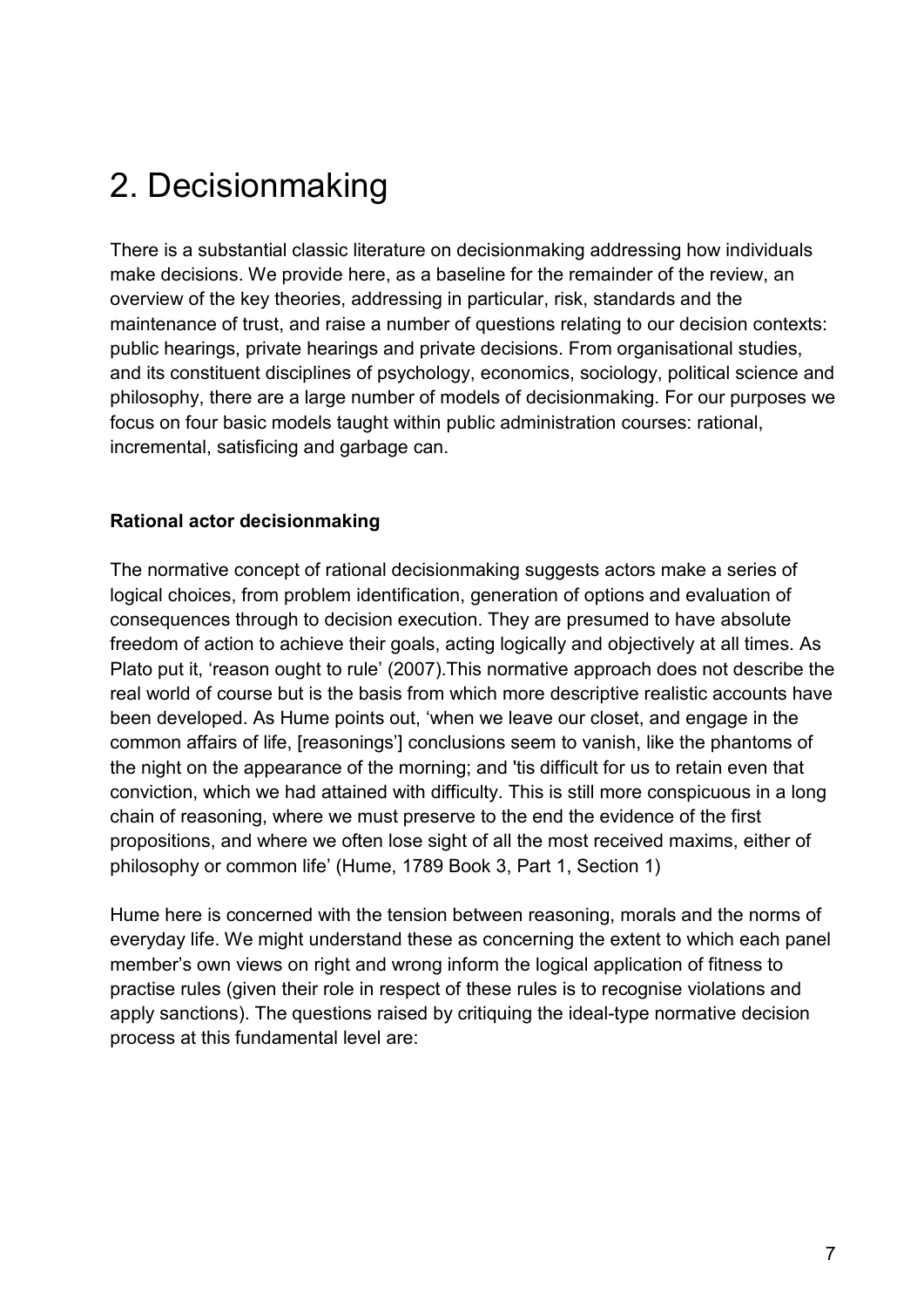# 2. Decisionmaking

There is a substantial classic literature on decisionmaking addressing how individuals make decisions. We provide here, as a baseline for the remainder of the review, an overview of the key theories, addressing in particular, risk, standards and the maintenance of trust, and raise a number of questions relating to our decision contexts: public hearings, private hearings and private decisions. From organisational studies, and its constituent disciplines of psychology, economics, sociology, political science and philosophy, there are a large number of models of decisionmaking. For our purposes we focus on four basic models taught within public administration courses: rational, incremental, satisficing and garbage can.

**Rational actor decisionmaking**

The normative concept of rational decisionmaking suggests actors make a series of logical choices, from problem identification, generation of options and evaluation of consequences through to decision execution. They are presumed to have absolute freedom of action to achieve their goals, acting logically and objectively at all times. As Plato put it, 'reason ought to rule' (2007).This normative approach does not describe the real world of course but is the basis from which more descriptive realistic accounts have been developed. As Hume points out, 'when we leave our closet, and engage in the common affairs of life, [reasonings'] conclusions seem to vanish, like the phantoms of the night on the appearance of the morning; and 'tis difficult for us to retain even that conviction, which we had attained with difficulty. This is still more conspicuous in a long chain of reasoning, where we must preserve to the end the evidence of the first propositions, and where we often lose sight of all the most received maxims, either of philosophy or common life' (Hume, 1789 Book 3, Part 1, Section 1)

Hume here is concerned with the tension between reasoning, morals and the norms of everyday life. We might understand these as concerning the extent to which each panel member's own views on right and wrong inform the logical application of fitness to practise rules (given their role in respect of these rules is to recognise violations and apply sanctions). The questions raised by critiquing the ideal-type normative decision process at this fundamental level are: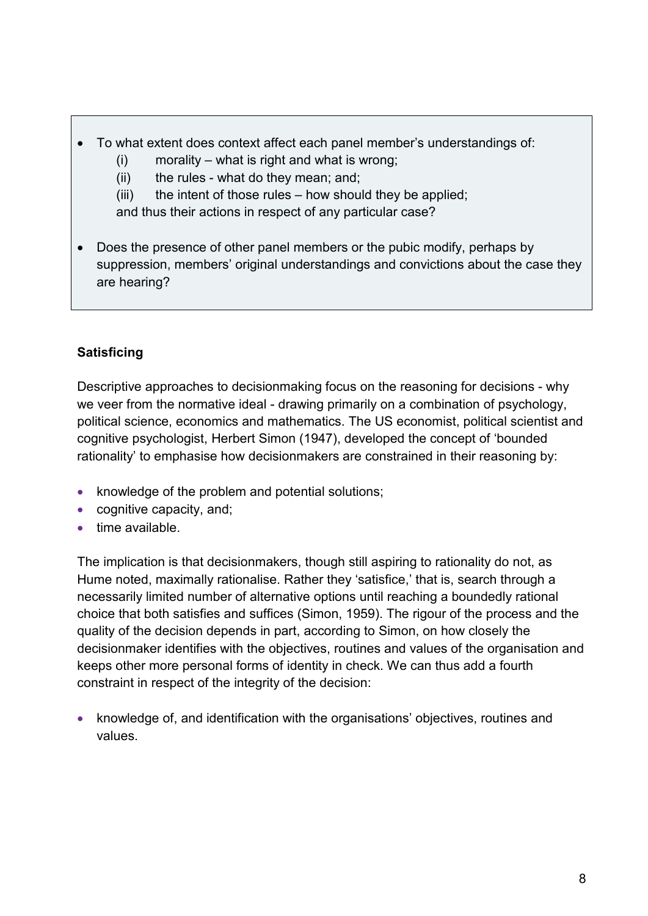- To what extent does context affect each panel member's understandings of:
  - (i) morality – what is right and what is wrong;
  - (ii) the rules - what do they mean; and;
  - (iii) the intent of those rules – how should they be applied;

  and thus their actions in respect of any particular case?
- Does the presence of other panel members or the pubic modify, perhaps by suppression, members' original understandings and convictions about the case they are hearing?

**Satisficing**

Descriptive approaches to decisionmaking focus on the reasoning for decisions - why we veer from the normative ideal - drawing primarily on a combination of psychology, political science, economics and mathematics. The US economist, political scientist and cognitive psychologist, Herbert Simon (1947), developed the concept of 'bounded rationality' to emphasise how decisionmakers are constrained in their reasoning by:

- knowledge of the problem and potential solutions;
- cognitive capacity, and;
- time available.

The implication is that decisionmakers, though still aspiring to rationality do not, as Hume noted, maximally rationalise. Rather they 'satisfice,' that is, search through a necessarily limited number of alternative options until reaching a boundedly rational choice that both satisfies and suffices (Simon, 1959). The rigour of the process and the quality of the decision depends in part, according to Simon, on how closely the decisionmaker identifies with the objectives, routines and values of the organisation and keeps other more personal forms of identity in check. We can thus add a fourth constraint in respect of the integrity of the decision:

- knowledge of, and identification with the organisations' objectives, routines and values.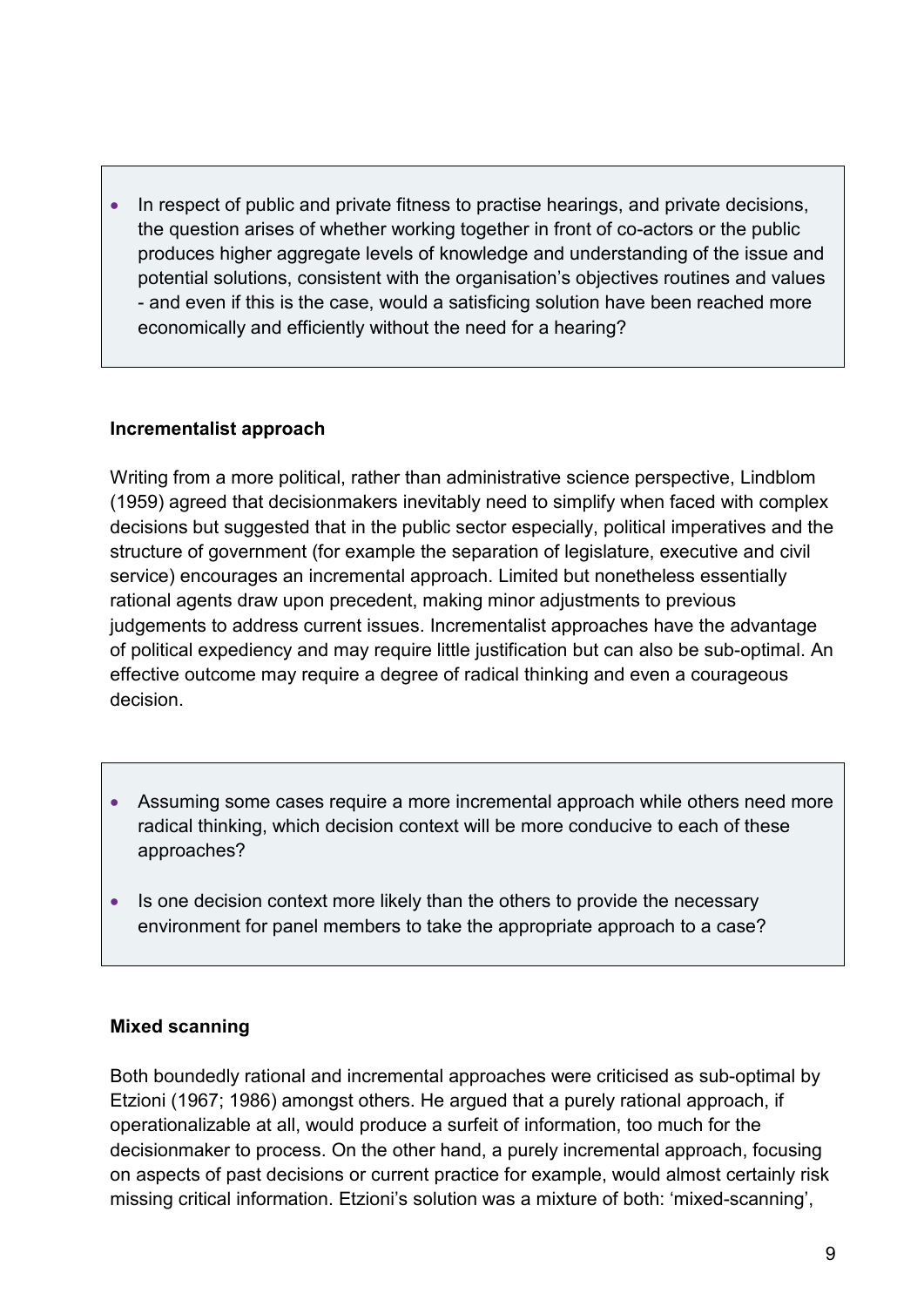- In respect of public and private fitness to practise hearings, and private decisions, the question arises of whether working together in front of co-actors or the public produces higher aggregate levels of knowledge and understanding of the issue and potential solutions, consistent with the organisation's objectives routines and values - and even if this is the case, would a satisficing solution have been reached more economically and efficiently without the need for a hearing?

**Incrementalist approach**

Writing from a more political, rather than administrative science perspective, Lindblom (1959) agreed that decisionmakers inevitably need to simplify when faced with complex decisions but suggested that in the public sector especially, political imperatives and the structure of government (for example the separation of legislature, executive and civil service) encourages an incremental approach. Limited but nonetheless essentially rational agents draw upon precedent, making minor adjustments to previous judgements to address current issues. Incrementalist approaches have the advantage of political expediency and may require little justification but can also be sub-optimal. An effective outcome may require a degree of radical thinking and even a courageous decision.

- Assuming some cases require a more incremental approach while others need more radical thinking, which decision context will be more conducive to each of these approaches?
- Is one decision context more likely than the others to provide the necessary environment for panel members to take the appropriate approach to a case?

**Mixed scanning**

Both boundedly rational and incremental approaches were criticised as sub-optimal by Etzioni (1967; 1986) amongst others. He argued that a purely rational approach, if operationalizable at all, would produce a surfeit of information, too much for the decisionmaker to process. On the other hand, a purely incremental approach, focusing on aspects of past decisions or current practice for example, would almost certainly risk missing critical information. Etzioni's solution was a mixture of both: 'mixed-scanning',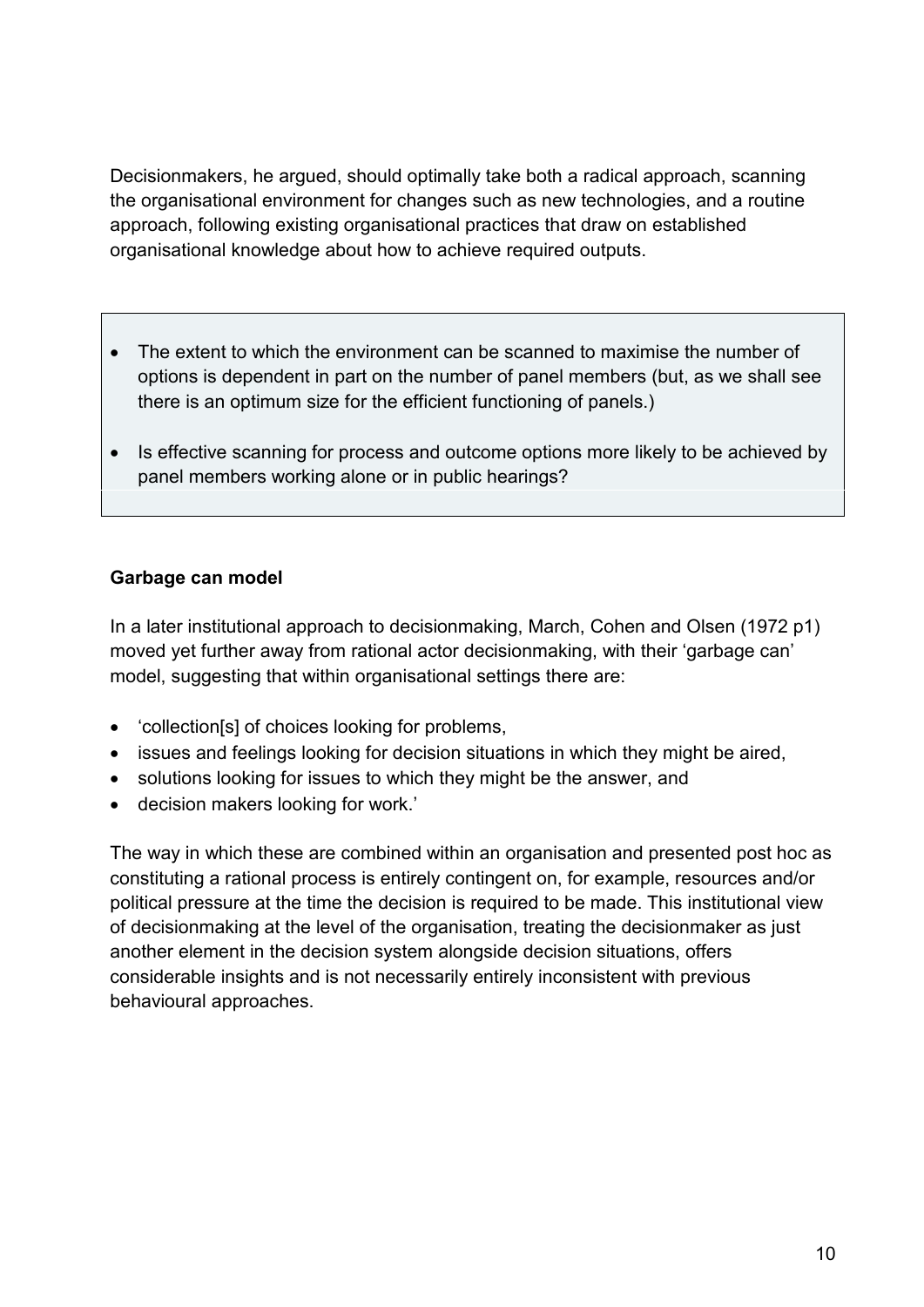Decisionmakers, he argued, should optimally take both a radical approach, scanning the organisational environment for changes such as new technologies, and a routine approach, following existing organisational practices that draw on established organisational knowledge about how to achieve required outputs.

- The extent to which the environment can be scanned to maximise the number of options is dependent in part on the number of panel members (but, as we shall see there is an optimum size for the efficient functioning of panels.)
- Is effective scanning for process and outcome options more likely to be achieved by panel members working alone or in public hearings?

**Garbage can model**

In a later institutional approach to decisionmaking, March, Cohen and Olsen (1972 p1) moved yet further away from rational actor decisionmaking, with their 'garbage can' model, suggesting that within organisational settings there are:

- 'collection[s] of choices looking for problems,
- issues and feelings looking for decision situations in which they might be aired,
- solutions looking for issues to which they might be the answer, and
- decision makers looking for work.'

The way in which these are combined within an organisation and presented post hoc as constituting a rational process is entirely contingent on, for example, resources and/or political pressure at the time the decision is required to be made. This institutional view of decisionmaking at the level of the organisation, treating the decisionmaker as just another element in the decision system alongside decision situations, offers considerable insights and is not necessarily entirely inconsistent with previous behavioural approaches.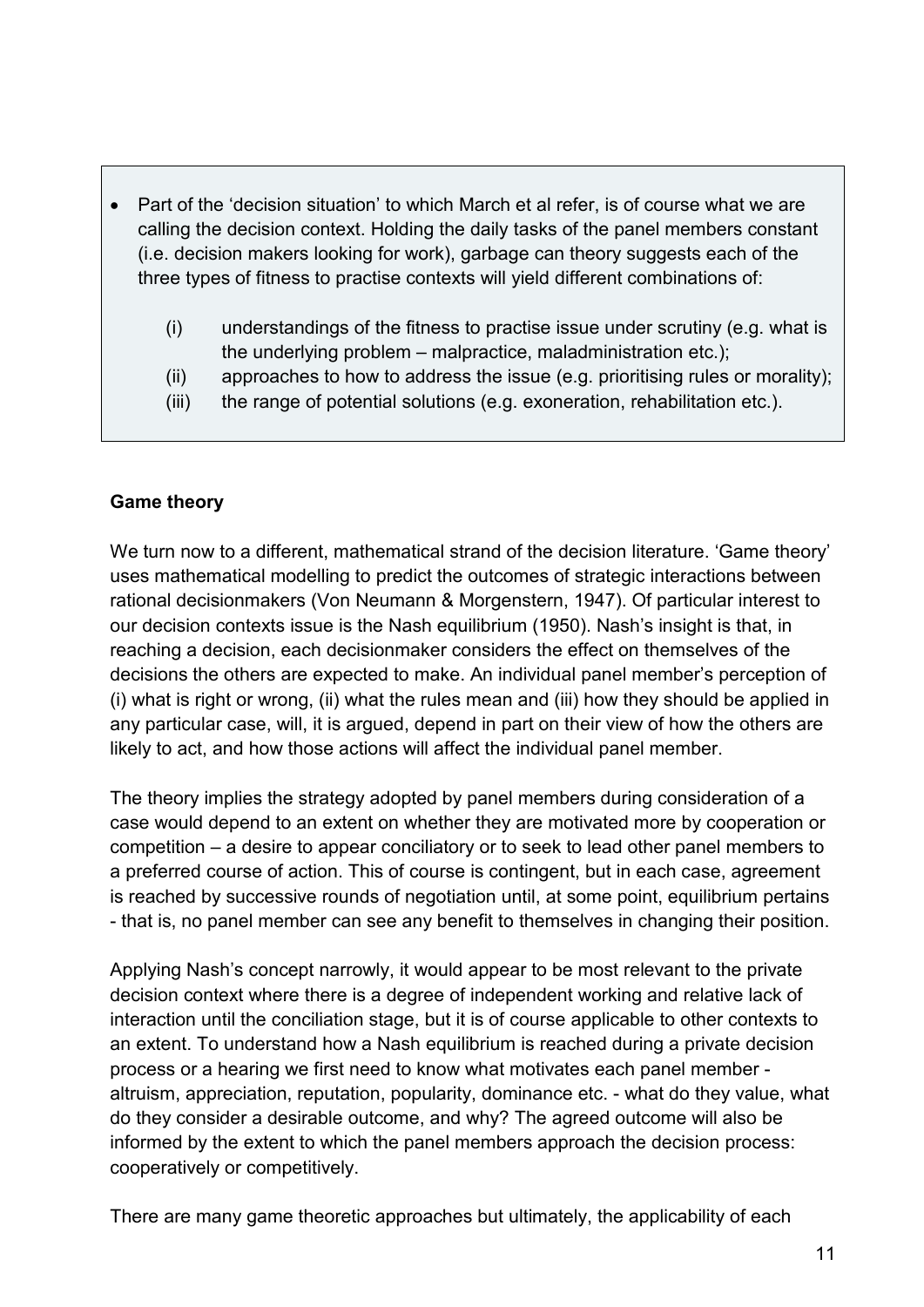- Part of the 'decision situation' to which March et al refer, is of course what we are calling the decision context. Holding the daily tasks of the panel members constant (i.e. decision makers looking for work), garbage can theory suggests each of the three types of fitness to practise contexts will yield different combinations of:

  (i) understandings of the fitness to practise issue under scrutiny (e.g. what is the underlying problem – malpractice, maladministration etc.);
  
  (ii) approaches to how to address the issue (e.g. prioritising rules or morality);
  
  (iii) the range of potential solutions (e.g. exoneration, rehabilitation etc.).

**Game theory**

We turn now to a different, mathematical strand of the decision literature. 'Game theory' uses mathematical modelling to predict the outcomes of strategic interactions between rational decisionmakers (Von Neumann & Morgenstern, 1947). Of particular interest to our decision contexts issue is the Nash equilibrium (1950). Nash's insight is that, in reaching a decision, each decisionmaker considers the effect on themselves of the decisions the others are expected to make. An individual panel member's perception of (i) what is right or wrong, (ii) what the rules mean and (iii) how they should be applied in any particular case, will, it is argued, depend in part on their view of how the others are likely to act, and how those actions will affect the individual panel member.

The theory implies the strategy adopted by panel members during consideration of a case would depend to an extent on whether they are motivated more by cooperation or competition – a desire to appear conciliatory or to seek to lead other panel members to a preferred course of action. This of course is contingent, but in each case, agreement is reached by successive rounds of negotiation until, at some point, equilibrium pertains - that is, no panel member can see any benefit to themselves in changing their position.

Applying Nash's concept narrowly, it would appear to be most relevant to the private decision context where there is a degree of independent working and relative lack of interaction until the conciliation stage, but it is of course applicable to other contexts to an extent. To understand how a Nash equilibrium is reached during a private decision process or a hearing we first need to know what motivates each panel member - altruism, appreciation, reputation, popularity, dominance etc. - what do they value, what do they consider a desirable outcome, and why? The agreed outcome will also be informed by the extent to which the panel members approach the decision process: cooperatively or competitively.

There are many game theoretic approaches but ultimately, the applicability of each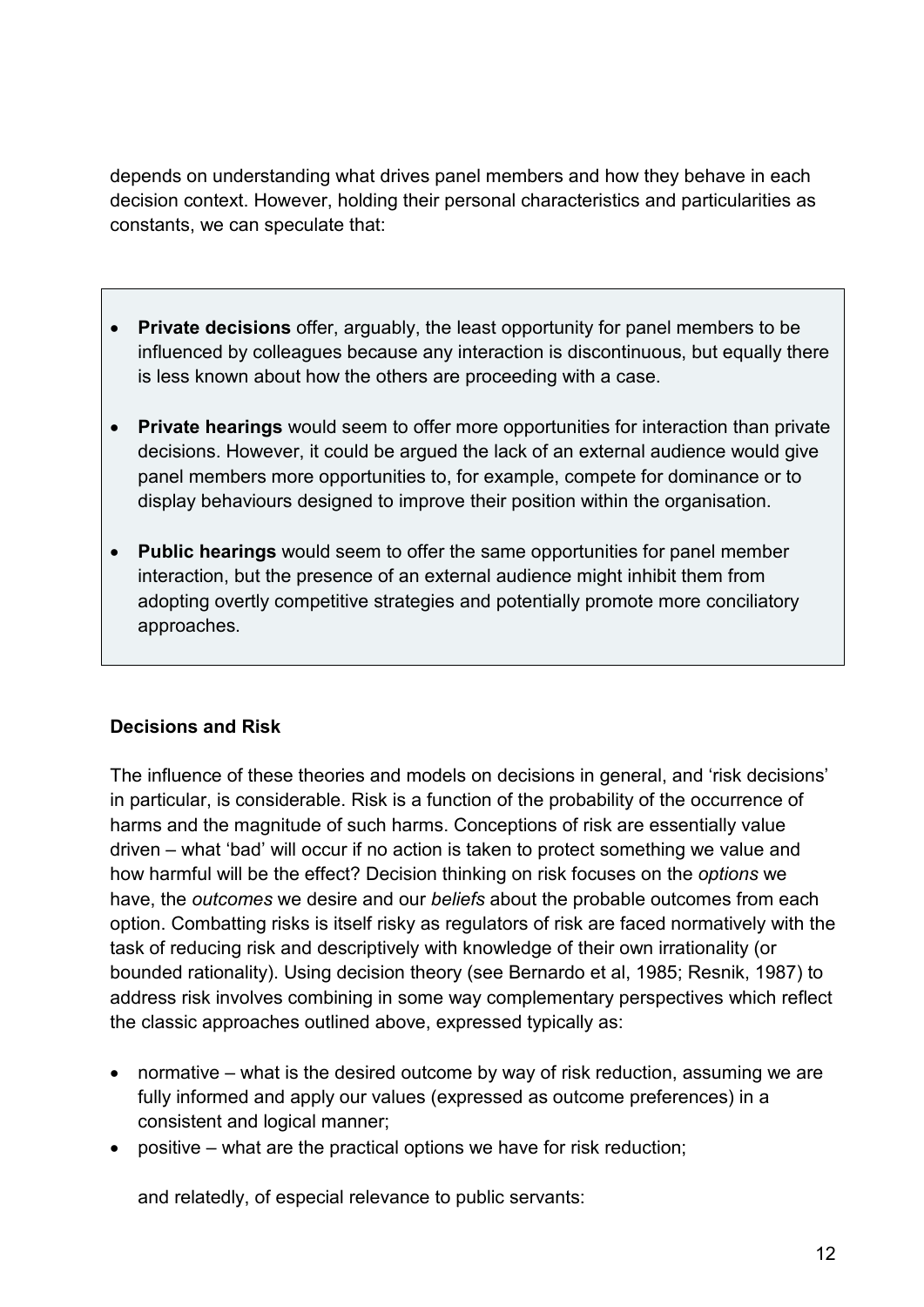depends on understanding what drives panel members and how they behave in each decision context. However, holding their personal characteristics and particularities as constants, we can speculate that:

- **Private decisions** offer, arguably, the least opportunity for panel members to be influenced by colleagues because any interaction is discontinuous, but equally there is less known about how the others are proceeding with a case.
- **Private hearings** would seem to offer more opportunities for interaction than private decisions. However, it could be argued the lack of an external audience would give panel members more opportunities to, for example, compete for dominance or to display behaviours designed to improve their position within the organisation.
- **Public hearings** would seem to offer the same opportunities for panel member interaction, but the presence of an external audience might inhibit them from adopting overtly competitive strategies and potentially promote more conciliatory approaches.

**Decisions and Risk**

The influence of these theories and models on decisions in general, and 'risk decisions' in particular, is considerable. Risk is a function of the probability of the occurrence of harms and the magnitude of such harms. Conceptions of risk are essentially value driven – what 'bad' will occur if no action is taken to protect something we value and how harmful will be the effect? Decision thinking on risk focuses on the *options* we have, the *outcomes* we desire and our *beliefs* about the probable outcomes from each option. Combatting risks is itself risky as regulators of risk are faced normatively with the task of reducing risk and descriptively with knowledge of their own irrationality (or bounded rationality). Using decision theory (see Bernardo et al, 1985; Resnik, 1987) to address risk involves combining in some way complementary perspectives which reflect the classic approaches outlined above, expressed typically as:

- normative – what is the desired outcome by way of risk reduction, assuming we are fully informed and apply our values (expressed as outcome preferences) in a consistent and logical manner;
- positive – what are the practical options we have for risk reduction;

  and relatedly, of especial relevance to public servants: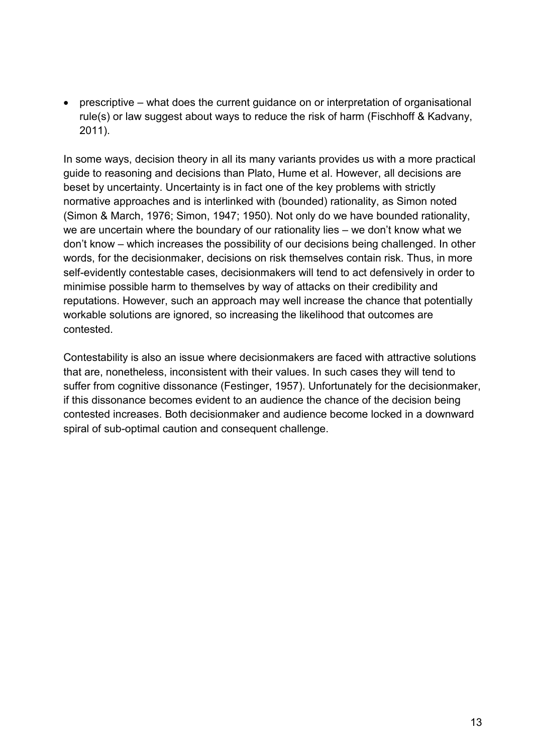- prescriptive – what does the current guidance on or interpretation of organisational rule(s) or law suggest about ways to reduce the risk of harm (Fischhoff & Kadvany, 2011).

In some ways, decision theory in all its many variants provides us with a more practical guide to reasoning and decisions than Plato, Hume et al. However, all decisions are beset by uncertainty. Uncertainty is in fact one of the key problems with strictly normative approaches and is interlinked with (bounded) rationality, as Simon noted (Simon & March, 1976; Simon, 1947; 1950). Not only do we have bounded rationality, we are uncertain where the boundary of our rationality lies – we don't know what we don't know – which increases the possibility of our decisions being challenged. In other words, for the decisionmaker, decisions on risk themselves contain risk. Thus, in more self-evidently contestable cases, decisionmakers will tend to act defensively in order to minimise possible harm to themselves by way of attacks on their credibility and reputations. However, such an approach may well increase the chance that potentially workable solutions are ignored, so increasing the likelihood that outcomes are contested.

Contestability is also an issue where decisionmakers are faced with attractive solutions that are, nonetheless, inconsistent with their values. In such cases they will tend to suffer from cognitive dissonance (Festinger, 1957). Unfortunately for the decisionmaker, if this dissonance becomes evident to an audience the chance of the decision being contested increases. Both decisionmaker and audience become locked in a downward spiral of sub-optimal caution and consequent challenge.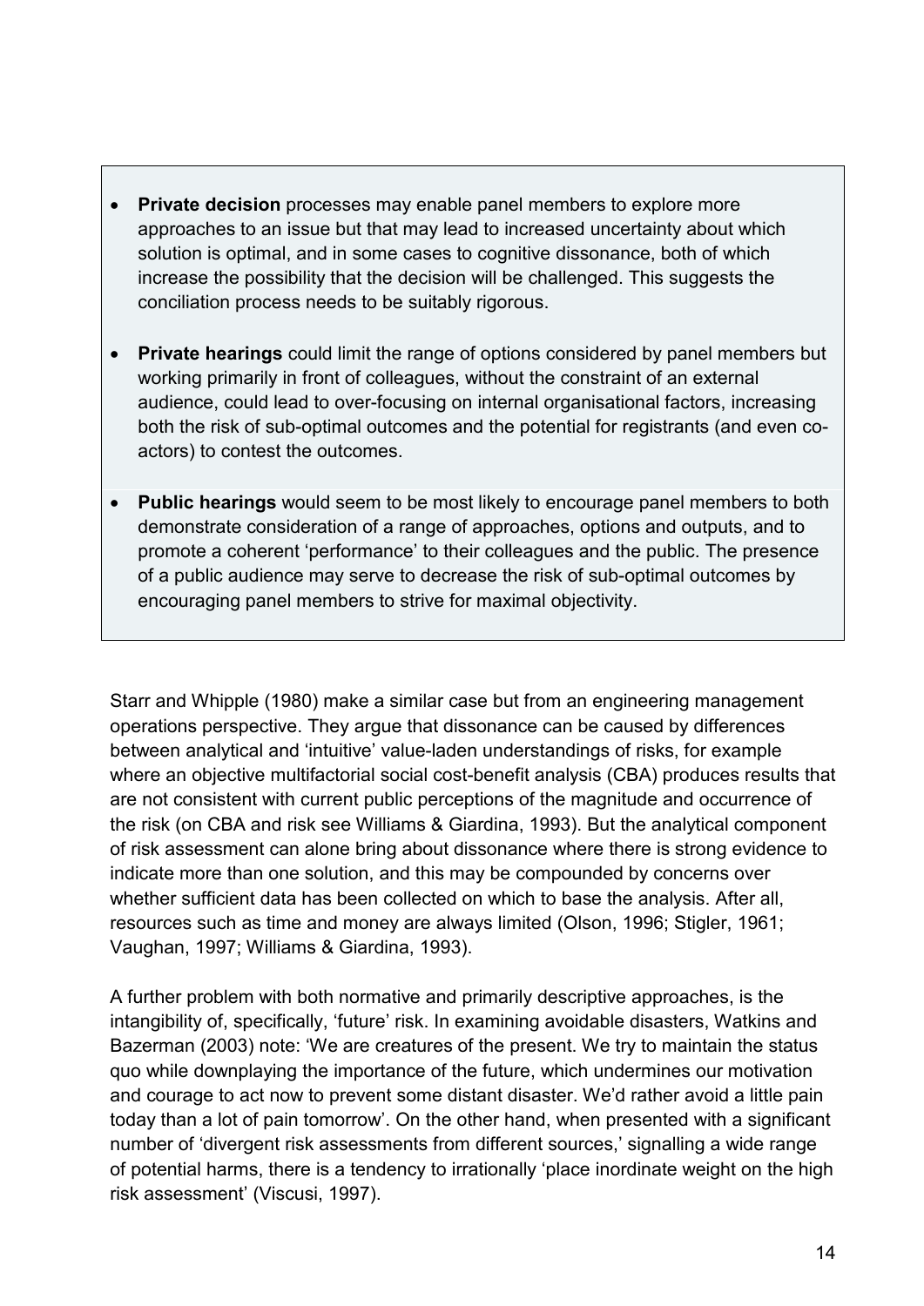- **Private decision** processes may enable panel members to explore more approaches to an issue but that may lead to increased uncertainty about which solution is optimal, and in some cases to cognitive dissonance, both of which increase the possibility that the decision will be challenged. This suggests the conciliation process needs to be suitably rigorous.

- **Private hearings** could limit the range of options considered by panel members but working primarily in front of colleagues, without the constraint of an external audience, could lead to over-focusing on internal organisational factors, increasing both the risk of sub-optimal outcomes and the potential for registrants (and even co-actors) to contest the outcomes.

- **Public hearings** would seem to be most likely to encourage panel members to both demonstrate consideration of a range of approaches, options and outputs, and to promote a coherent 'performance' to their colleagues and the public. The presence of a public audience may serve to decrease the risk of sub-optimal outcomes by encouraging panel members to strive for maximal objectivity.

Starr and Whipple (1980) make a similar case but from an engineering management operations perspective. They argue that dissonance can be caused by differences between analytical and 'intuitive' value-laden understandings of risks, for example where an objective multifactorial social cost-benefit analysis (CBA) produces results that are not consistent with current public perceptions of the magnitude and occurrence of the risk (on CBA and risk see Williams & Giardina, 1993). But the analytical component of risk assessment can alone bring about dissonance where there is strong evidence to indicate more than one solution, and this may be compounded by concerns over whether sufficient data has been collected on which to base the analysis. After all, resources such as time and money are always limited (Olson, 1996; Stigler, 1961; Vaughan, 1997; Williams & Giardina, 1993).

A further problem with both normative and primarily descriptive approaches, is the intangibility of, specifically, 'future' risk. In examining avoidable disasters, Watkins and Bazerman (2003) note: 'We are creatures of the present. We try to maintain the status quo while downplaying the importance of the future, which undermines our motivation and courage to act now to prevent some distant disaster. We'd rather avoid a little pain today than a lot of pain tomorrow'. On the other hand, when presented with a significant number of 'divergent risk assessments from different sources,' signalling a wide range of potential harms, there is a tendency to irrationally 'place inordinate weight on the high risk assessment' (Viscusi, 1997).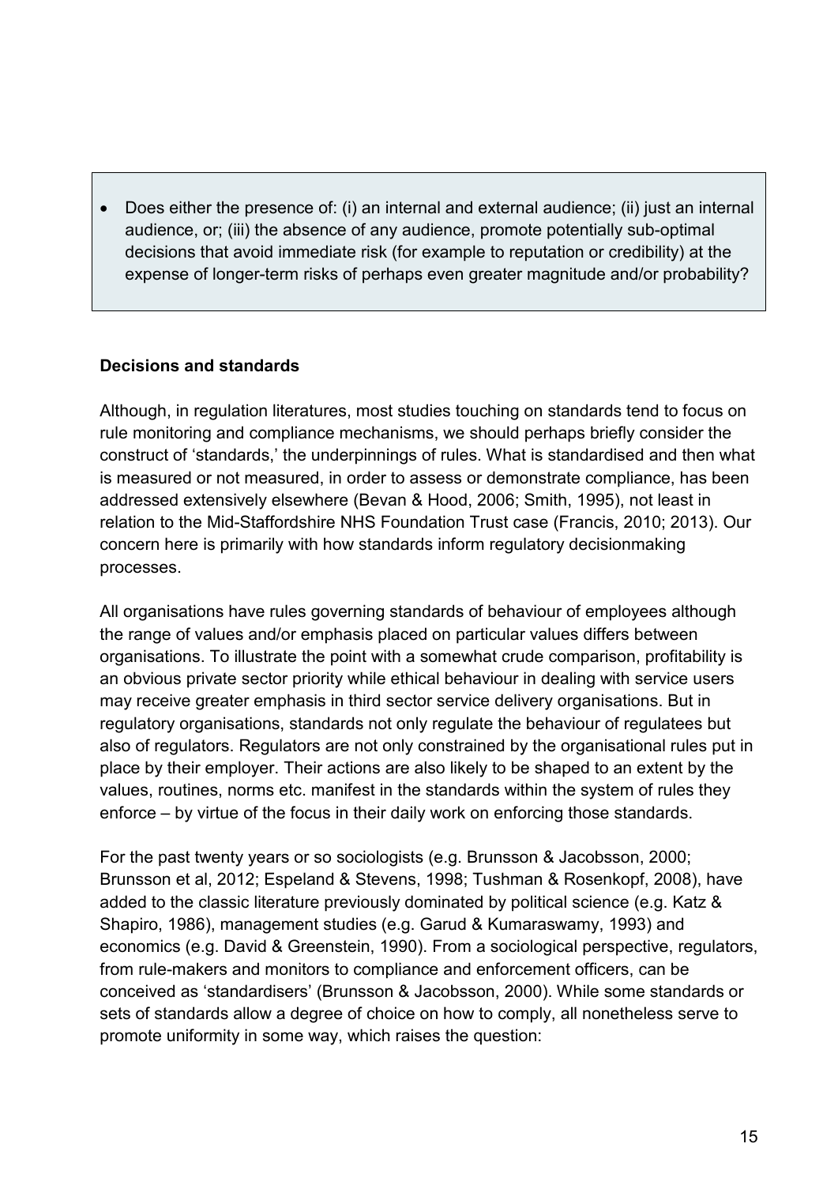- Does either the presence of: (i) an internal and external audience; (ii) just an internal audience, or; (iii) the absence of any audience, promote potentially sub-optimal decisions that avoid immediate risk (for example to reputation or credibility) at the expense of longer-term risks of perhaps even greater magnitude and/or probability?

**Decisions and standards**

Although, in regulation literatures, most studies touching on standards tend to focus on rule monitoring and compliance mechanisms, we should perhaps briefly consider the construct of 'standards,' the underpinnings of rules. What is standardised and then what is measured or not measured, in order to assess or demonstrate compliance, has been addressed extensively elsewhere (Bevan & Hood, 2006; Smith, 1995), not least in relation to the Mid-Staffordshire NHS Foundation Trust case (Francis, 2010; 2013). Our concern here is primarily with how standards inform regulatory decisionmaking processes.

All organisations have rules governing standards of behaviour of employees although the range of values and/or emphasis placed on particular values differs between organisations. To illustrate the point with a somewhat crude comparison, profitability is an obvious private sector priority while ethical behaviour in dealing with service users may receive greater emphasis in third sector service delivery organisations. But in regulatory organisations, standards not only regulate the behaviour of regulatees but also of regulators. Regulators are not only constrained by the organisational rules put in place by their employer. Their actions are also likely to be shaped to an extent by the values, routines, norms etc. manifest in the standards within the system of rules they enforce – by virtue of the focus in their daily work on enforcing those standards.

For the past twenty years or so sociologists (e.g. Brunsson & Jacobsson, 2000; Brunsson et al, 2012; Espeland & Stevens, 1998; Tushman & Rosenkopf, 2008), have added to the classic literature previously dominated by political science (e.g. Katz & Shapiro, 1986), management studies (e.g. Garud & Kumaraswamy, 1993) and economics (e.g. David & Greenstein, 1990). From a sociological perspective, regulators, from rule-makers and monitors to compliance and enforcement officers, can be conceived as 'standardisers' (Brunsson & Jacobsson, 2000). While some standards or sets of standards allow a degree of choice on how to comply, all nonetheless serve to promote uniformity in some way, which raises the question: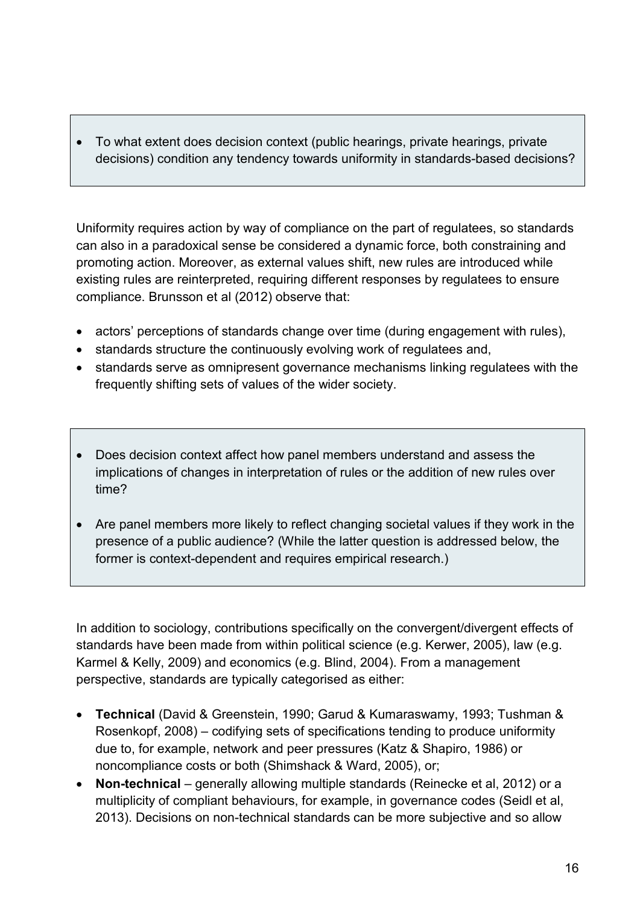- To what extent does decision context (public hearings, private hearings, private decisions) condition any tendency towards uniformity in standards-based decisions?

Uniformity requires action by way of compliance on the part of regulatees, so standards can also in a paradoxical sense be considered a dynamic force, both constraining and promoting action. Moreover, as external values shift, new rules are introduced while existing rules are reinterpreted, requiring different responses by regulatees to ensure compliance. Brunsson et al (2012) observe that:

- actors' perceptions of standards change over time (during engagement with rules),
- standards structure the continuously evolving work of regulatees and,
- standards serve as omnipresent governance mechanisms linking regulatees with the frequently shifting sets of values of the wider society.

- Does decision context affect how panel members understand and assess the implications of changes in interpretation of rules or the addition of new rules over time?
- Are panel members more likely to reflect changing societal values if they work in the presence of a public audience? (While the latter question is addressed below, the former is context-dependent and requires empirical research.)

In addition to sociology, contributions specifically on the convergent/divergent effects of standards have been made from within political science (e.g. Kerwer, 2005), law (e.g. Karmel & Kelly, 2009) and economics (e.g. Blind, 2004). From a management perspective, standards are typically categorised as either:

- **Technical** (David & Greenstein, 1990; Garud & Kumaraswamy, 1993; Tushman & Rosenkopf, 2008) – codifying sets of specifications tending to produce uniformity due to, for example, network and peer pressures (Katz & Shapiro, 1986) or noncompliance costs or both (Shimshack & Ward, 2005), or;
- **Non-technical** – generally allowing multiple standards (Reinecke et al, 2012) or a multiplicity of compliant behaviours, for example, in governance codes (Seidl et al, 2013). Decisions on non-technical standards can be more subjective and so allow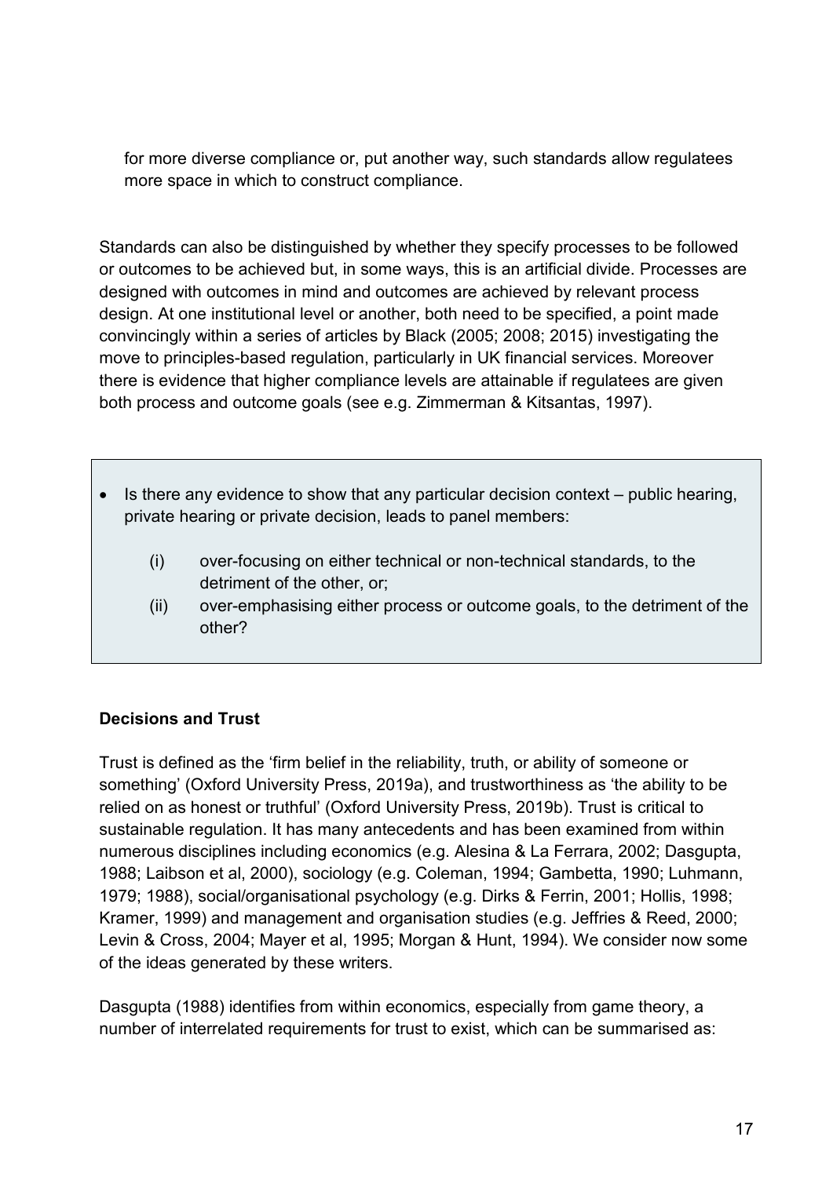for more diverse compliance or, put another way, such standards allow regulatees more space in which to construct compliance.

Standards can also be distinguished by whether they specify processes to be followed or outcomes to be achieved but, in some ways, this is an artificial divide. Processes are designed with outcomes in mind and outcomes are achieved by relevant process design. At one institutional level or another, both need to be specified, a point made convincingly within a series of articles by Black (2005; 2008; 2015) investigating the move to principles-based regulation, particularly in UK financial services. Moreover there is evidence that higher compliance levels are attainable if regulatees are given both process and outcome goals (see e.g. Zimmerman & Kitsantas, 1997).

- Is there any evidence to show that any particular decision context – public hearing, private hearing or private decision, leads to panel members:
  - (i) over-focusing on either technical or non-technical standards, to the detriment of the other, or;
  - (ii) over-emphasising either process or outcome goals, to the detriment of the other?

**Decisions and Trust**

Trust is defined as the 'firm belief in the reliability, truth, or ability of someone or something' (Oxford University Press, 2019a), and trustworthiness as 'the ability to be relied on as honest or truthful' (Oxford University Press, 2019b). Trust is critical to sustainable regulation. It has many antecedents and has been examined from within numerous disciplines including economics (e.g. Alesina & La Ferrara, 2002; Dasgupta, 1988; Laibson et al, 2000), sociology (e.g. Coleman, 1994; Gambetta, 1990; Luhmann, 1979; 1988), social/organisational psychology (e.g. Dirks & Ferrin, 2001; Hollis, 1998; Kramer, 1999) and management and organisation studies (e.g. Jeffries & Reed, 2000; Levin & Cross, 2004; Mayer et al, 1995; Morgan & Hunt, 1994). We consider now some of the ideas generated by these writers.

Dasgupta (1988) identifies from within economics, especially from game theory, a number of interrelated requirements for trust to exist, which can be summarised as: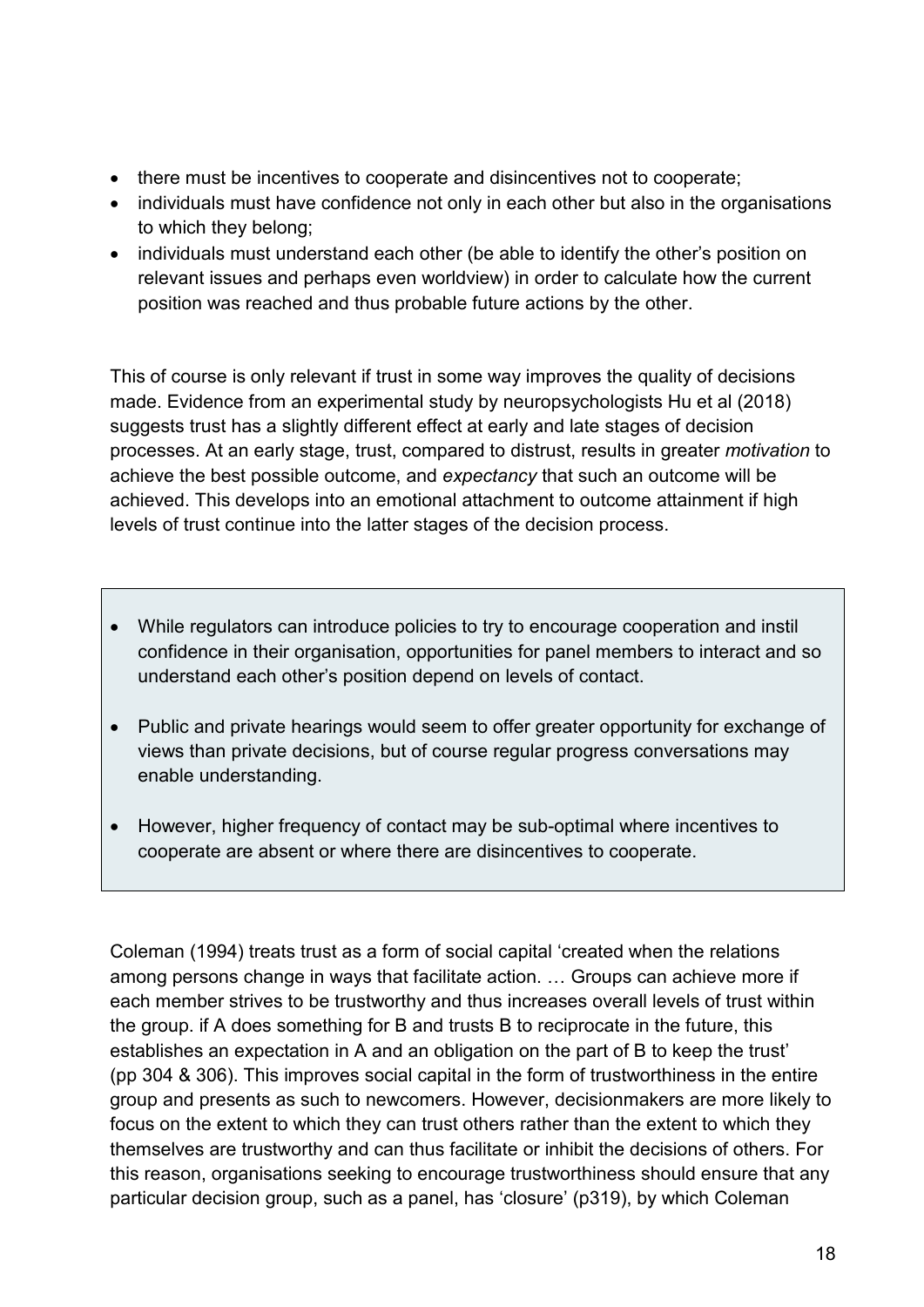- there must be incentives to cooperate and disincentives not to cooperate;
- individuals must have confidence not only in each other but also in the organisations to which they belong;
- individuals must understand each other (be able to identify the other's position on relevant issues and perhaps even worldview) in order to calculate how the current position was reached and thus probable future actions by the other.

This of course is only relevant if trust in some way improves the quality of decisions made. Evidence from an experimental study by neuropsychologists Hu et al (2018) suggests trust has a slightly different effect at early and late stages of decision processes. At an early stage, trust, compared to distrust, results in greater *motivation* to achieve the best possible outcome, and *expectancy* that such an outcome will be achieved. This develops into an emotional attachment to outcome attainment if high levels of trust continue into the latter stages of the decision process.

> - While regulators can introduce policies to try to encourage cooperation and instil confidence in their organisation, opportunities for panel members to interact and so understand each other's position depend on levels of contact.
> - Public and private hearings would seem to offer greater opportunity for exchange of views than private decisions, but of course regular progress conversations may enable understanding.
> - However, higher frequency of contact may be sub-optimal where incentives to cooperate are absent or where there are disincentives to cooperate.

Coleman (1994) treats trust as a form of social capital 'created when the relations among persons change in ways that facilitate action. … Groups can achieve more if each member strives to be trustworthy and thus increases overall levels of trust within the group. if A does something for B and trusts B to reciprocate in the future, this establishes an expectation in A and an obligation on the part of B to keep the trust' (pp 304 & 306). This improves social capital in the form of trustworthiness in the entire group and presents as such to newcomers. However, decisionmakers are more likely to focus on the extent to which they can trust others rather than the extent to which they themselves are trustworthy and can thus facilitate or inhibit the decisions of others. For this reason, organisations seeking to encourage trustworthiness should ensure that any particular decision group, such as a panel, has 'closure' (p319), by which Coleman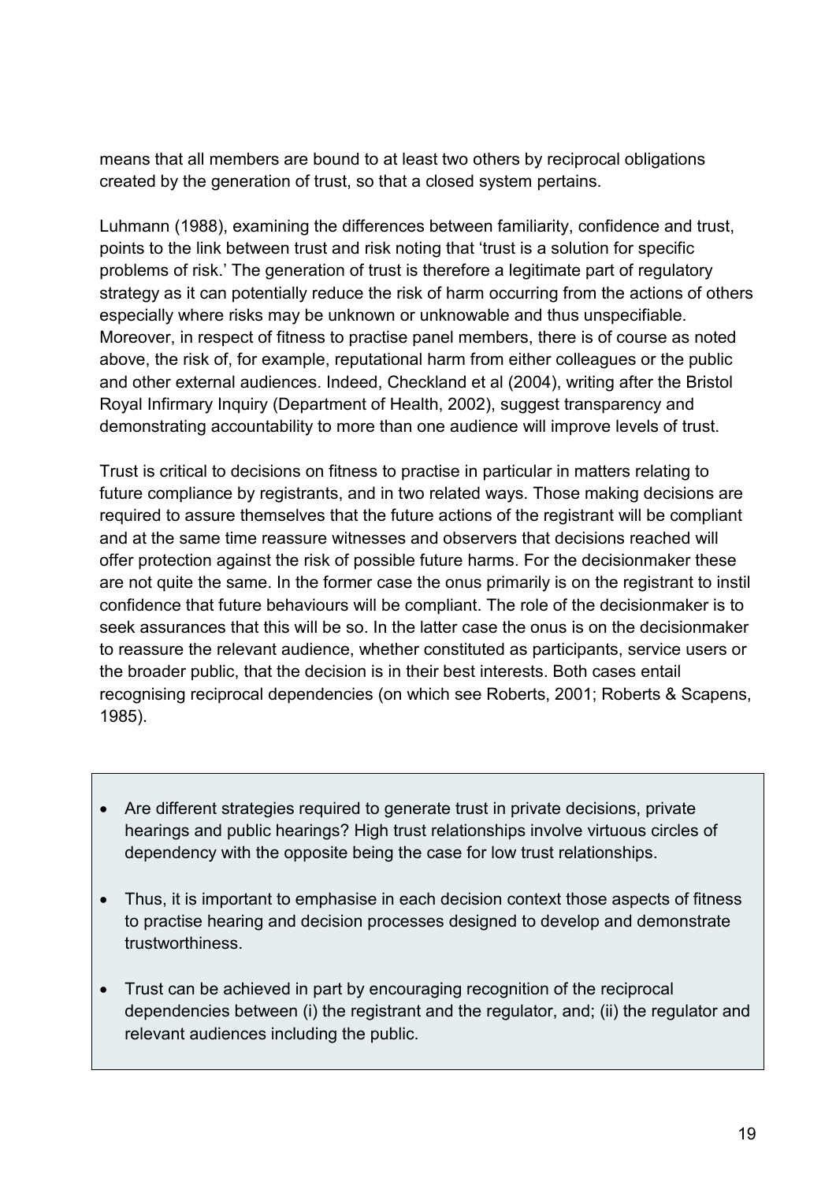means that all members are bound to at least two others by reciprocal obligations created by the generation of trust, so that a closed system pertains.

Luhmann (1988), examining the differences between familiarity, confidence and trust, points to the link between trust and risk noting that 'trust is a solution for specific problems of risk.' The generation of trust is therefore a legitimate part of regulatory strategy as it can potentially reduce the risk of harm occurring from the actions of others especially where risks may be unknown or unknowable and thus unspecifiable. Moreover, in respect of fitness to practise panel members, there is of course as noted above, the risk of, for example, reputational harm from either colleagues or the public and other external audiences. Indeed, Checkland et al (2004), writing after the Bristol Royal Infirmary Inquiry (Department of Health, 2002), suggest transparency and demonstrating accountability to more than one audience will improve levels of trust.

Trust is critical to decisions on fitness to practise in particular in matters relating to future compliance by registrants, and in two related ways. Those making decisions are required to assure themselves that the future actions of the registrant will be compliant and at the same time reassure witnesses and observers that decisions reached will offer protection against the risk of possible future harms. For the decisionmaker these are not quite the same. In the former case the onus primarily is on the registrant to instil confidence that future behaviours will be compliant. The role of the decisionmaker is to seek assurances that this will be so. In the latter case the onus is on the decisionmaker to reassure the relevant audience, whether constituted as participants, service users or the broader public, that the decision is in their best interests. Both cases entail recognising reciprocal dependencies (on which see Roberts, 2001; Roberts & Scapens, 1985).

- Are different strategies required to generate trust in private decisions, private hearings and public hearings? High trust relationships involve virtuous circles of dependency with the opposite being the case for low trust relationships.
- Thus, it is important to emphasise in each decision context those aspects of fitness to practise hearing and decision processes designed to develop and demonstrate trustworthiness.
- Trust can be achieved in part by encouraging recognition of the reciprocal dependencies between (i) the registrant and the regulator, and; (ii) the regulator and relevant audiences including the public.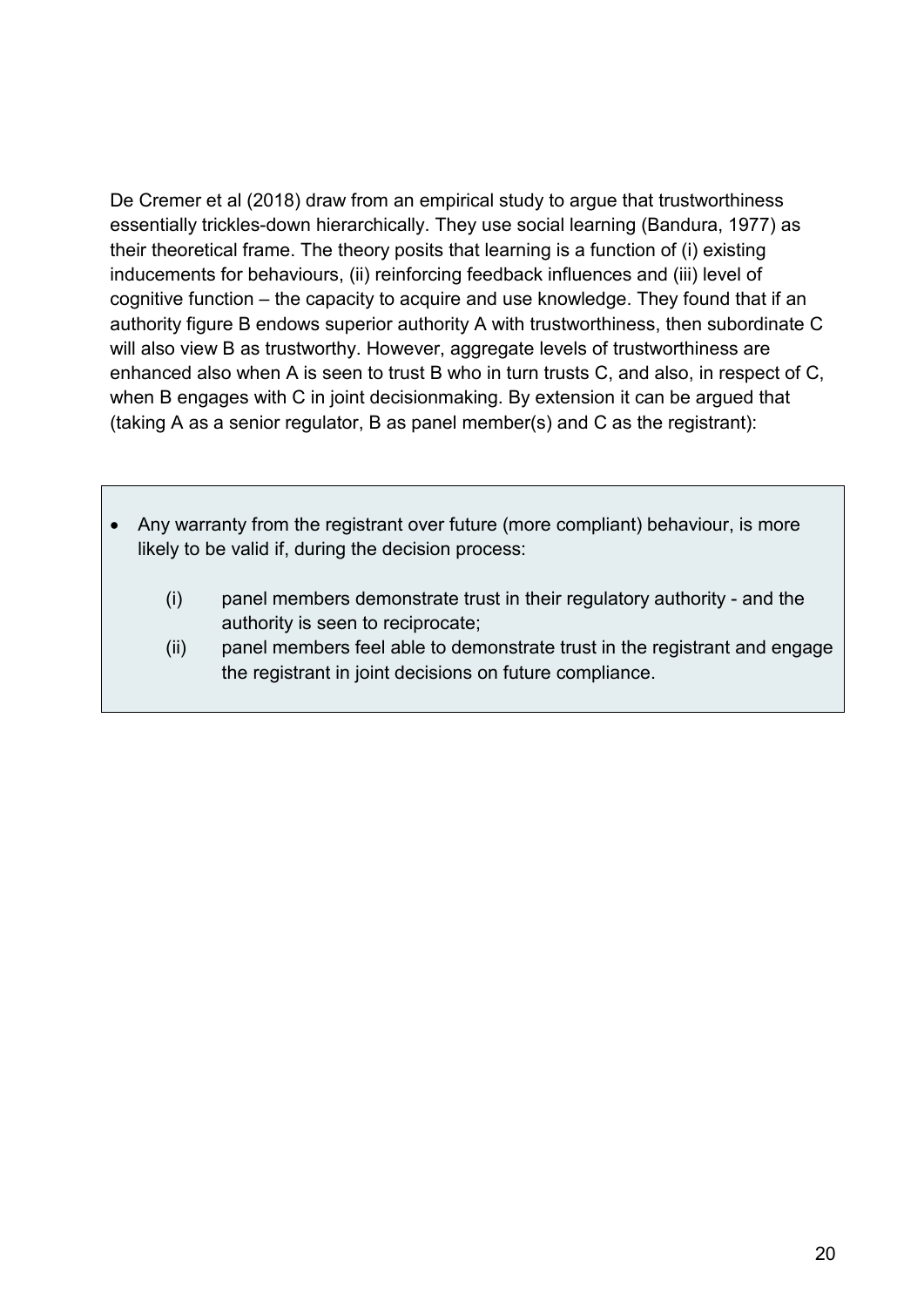De Cremer et al (2018) draw from an empirical study to argue that trustworthiness essentially trickles-down hierarchically. They use social learning (Bandura, 1977) as their theoretical frame. The theory posits that learning is a function of (i) existing inducements for behaviours, (ii) reinforcing feedback influences and (iii) level of cognitive function – the capacity to acquire and use knowledge. They found that if an authority figure B endows superior authority A with trustworthiness, then subordinate C will also view B as trustworthy. However, aggregate levels of trustworthiness are enhanced also when A is seen to trust B who in turn trusts C, and also, in respect of C, when B engages with C in joint decisionmaking. By extension it can be argued that (taking A as a senior regulator, B as panel member(s) and C as the registrant):

- Any warranty from the registrant over future (more compliant) behaviour, is more likely to be valid if, during the decision process:

    (i) panel members demonstrate trust in their regulatory authority - and the authority is seen to reciprocate;

    (ii) panel members feel able to demonstrate trust in the registrant and engage the registrant in joint decisions on future compliance.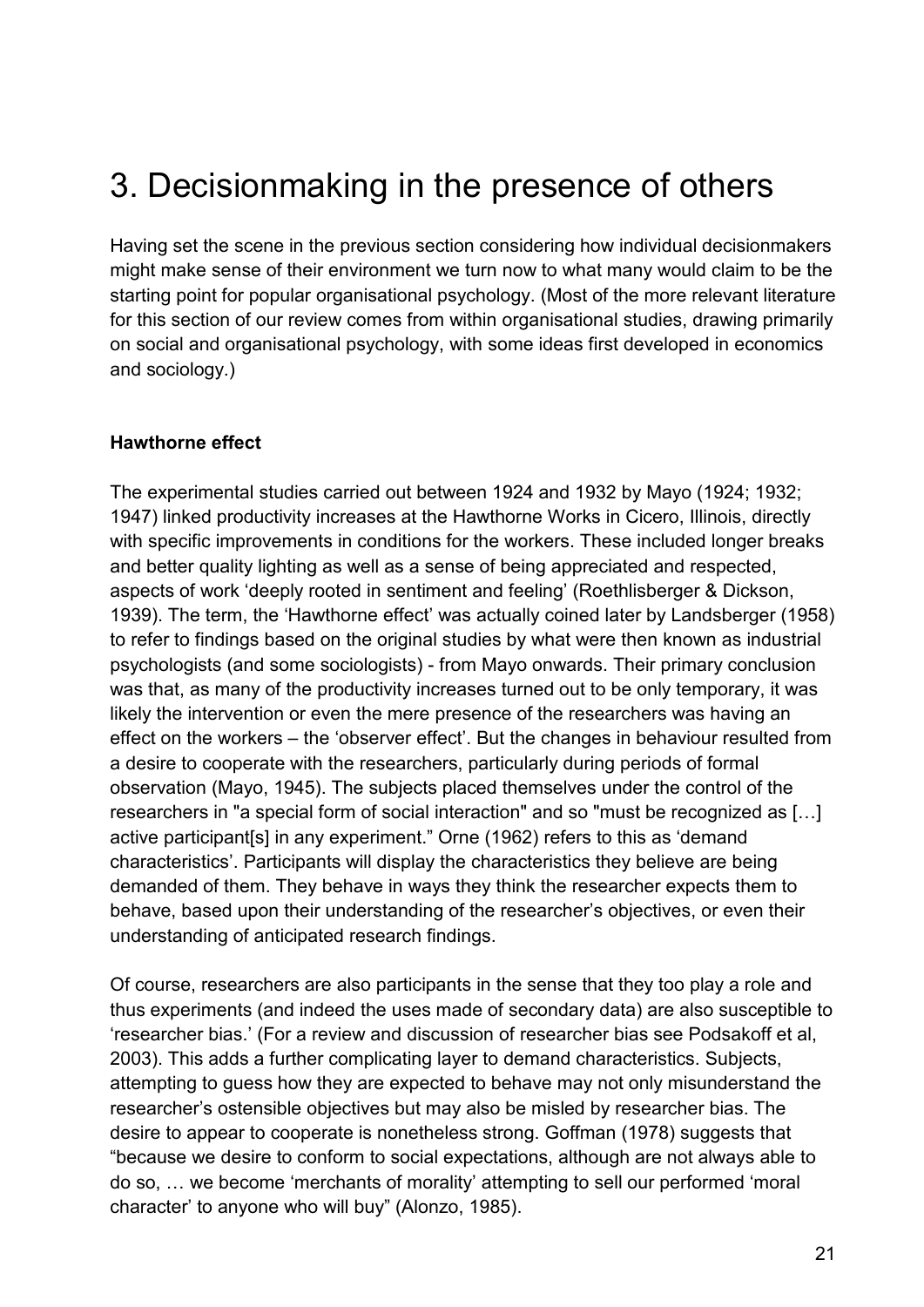# 3. Decisionmaking in the presence of others

Having set the scene in the previous section considering how individual decisionmakers might make sense of their environment we turn now to what many would claim to be the starting point for popular organisational psychology. (Most of the more relevant literature for this section of our review comes from within organisational studies, drawing primarily on social and organisational psychology, with some ideas first developed in economics and sociology.)

### Hawthorne effect

The experimental studies carried out between 1924 and 1932 by Mayo (1924; 1932; 1947) linked productivity increases at the Hawthorne Works in Cicero, Illinois, directly with specific improvements in conditions for the workers. These included longer breaks and better quality lighting as well as a sense of being appreciated and respected, aspects of work 'deeply rooted in sentiment and feeling' (Roethlisberger & Dickson, 1939). The term, the 'Hawthorne effect' was actually coined later by Landsberger (1958) to refer to findings based on the original studies by what were then known as industrial psychologists (and some sociologists) - from Mayo onwards. Their primary conclusion was that, as many of the productivity increases turned out to be only temporary, it was likely the intervention or even the mere presence of the researchers was having an effect on the workers – the 'observer effect'. But the changes in behaviour resulted from a desire to cooperate with the researchers, particularly during periods of formal observation (Mayo, 1945). The subjects placed themselves under the control of the researchers in "a special form of social interaction" and so "must be recognized as […] active participant[s] in any experiment." Orne (1962) refers to this as 'demand characteristics'. Participants will display the characteristics they believe are being demanded of them. They behave in ways they think the researcher expects them to behave, based upon their understanding of the researcher's objectives, or even their understanding of anticipated research findings.

Of course, researchers are also participants in the sense that they too play a role and thus experiments (and indeed the uses made of secondary data) are also susceptible to 'researcher bias.' (For a review and discussion of researcher bias see Podsakoff et al, 2003). This adds a further complicating layer to demand characteristics. Subjects, attempting to guess how they are expected to behave may not only misunderstand the researcher's ostensible objectives but may also be misled by researcher bias. The desire to appear to cooperate is nonetheless strong. Goffman (1978) suggests that "because we desire to conform to social expectations, although are not always able to do so, … we become 'merchants of morality' attempting to sell our performed 'moral character' to anyone who will buy" (Alonzo, 1985).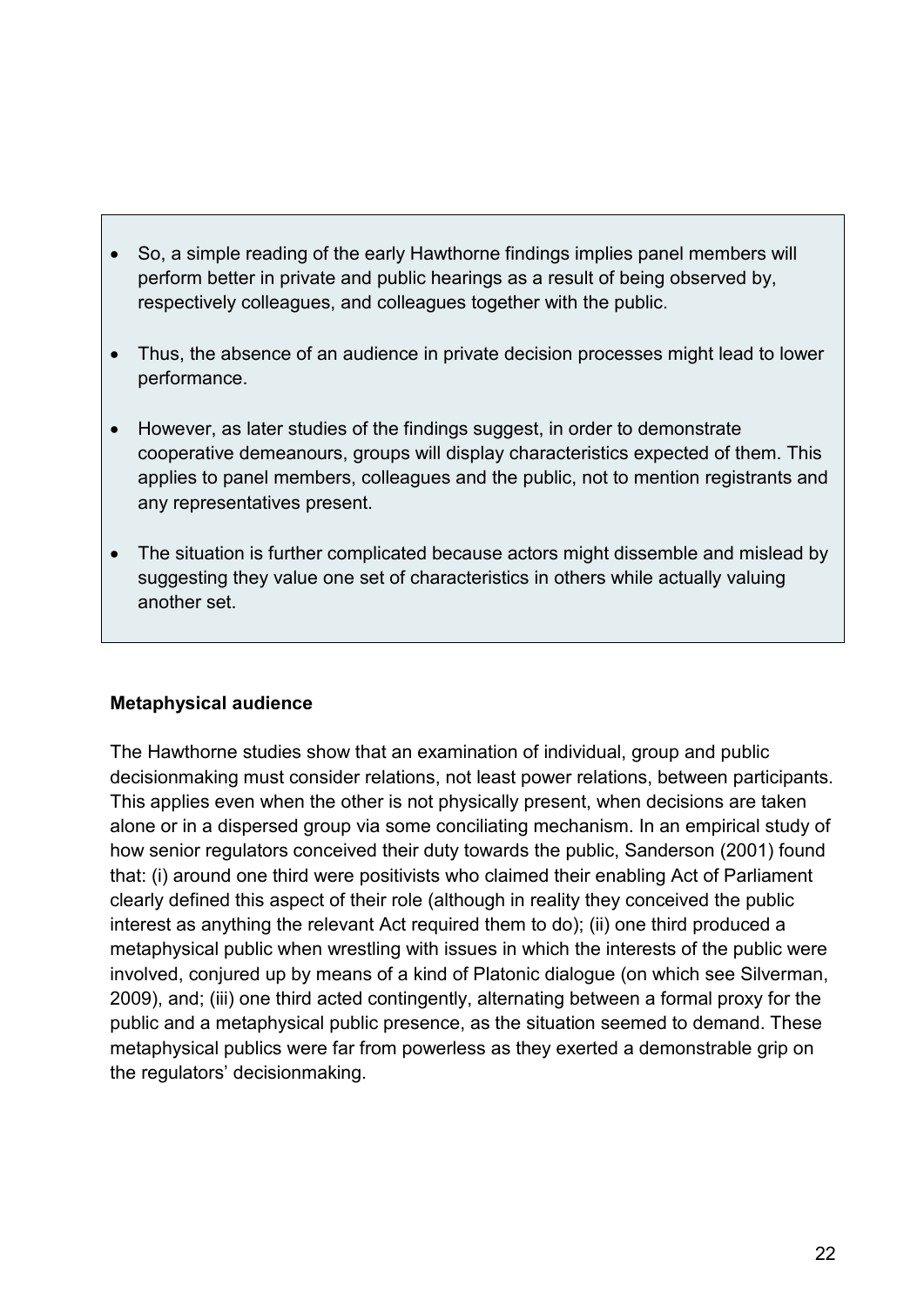- So, a simple reading of the early Hawthorne findings implies panel members will perform better in private and public hearings as a result of being observed by, respectively colleagues, and colleagues together with the public.
- Thus, the absence of an audience in private decision processes might lead to lower performance.
- However, as later studies of the findings suggest, in order to demonstrate cooperative demeanours, groups will display characteristics expected of them. This applies to panel members, colleagues and the public, not to mention registrants and any representatives present.
- The situation is further complicated because actors might dissemble and mislead by suggesting they value one set of characteristics in others while actually valuing another set.

**Metaphysical audience**

The Hawthorne studies show that an examination of individual, group and public decisionmaking must consider relations, not least power relations, between participants. This applies even when the other is not physically present, when decisions are taken alone or in a dispersed group via some conciliating mechanism. In an empirical study of how senior regulators conceived their duty towards the public, Sanderson (2001) found that: (i) around one third were positivists who claimed their enabling Act of Parliament clearly defined this aspect of their role (although in reality they conceived the public interest as anything the relevant Act required them to do); (ii) one third produced a metaphysical public when wrestling with issues in which the interests of the public were involved, conjured up by means of a kind of Platonic dialogue (on which see Silverman, 2009), and; (iii) one third acted contingently, alternating between a formal proxy for the public and a metaphysical public presence, as the situation seemed to demand. These metaphysical publics were far from powerless as they exerted a demonstrable grip on the regulators' decisionmaking.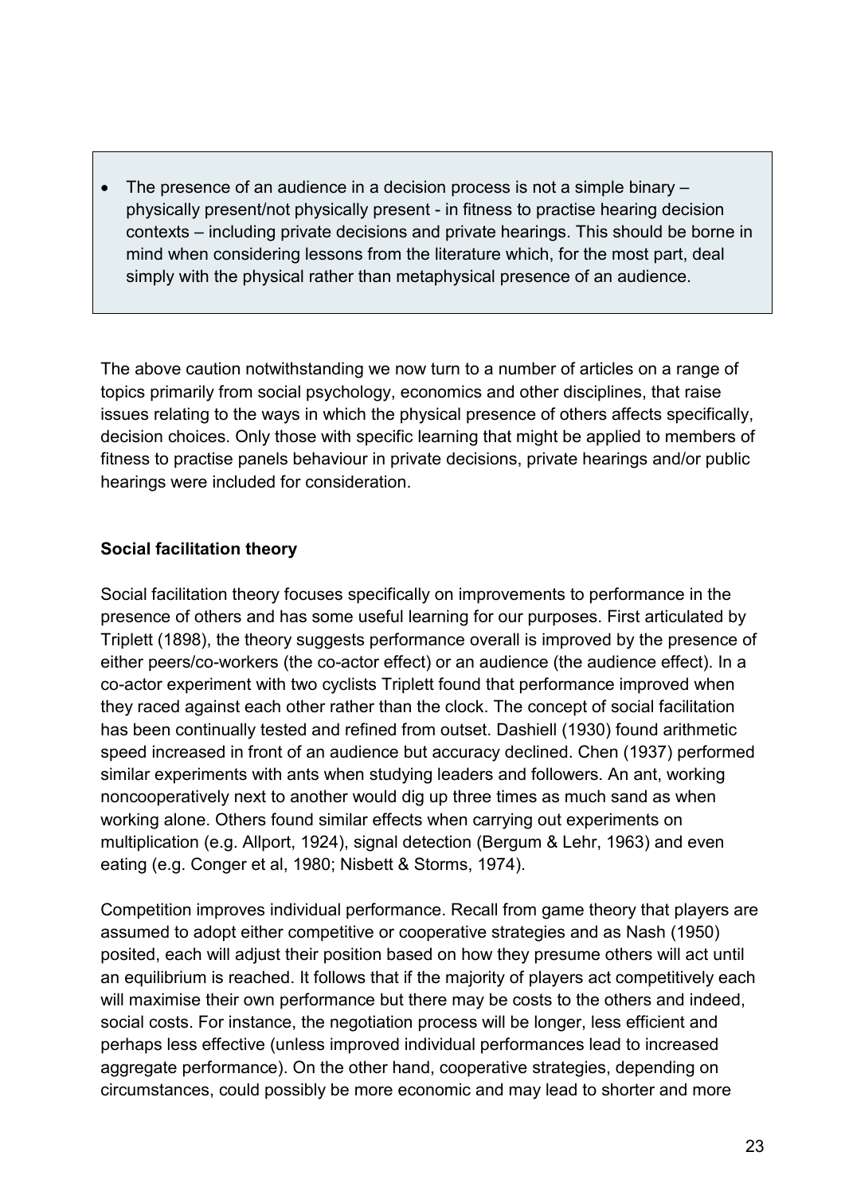- The presence of an audience in a decision process is not a simple binary – physically present/not physically present - in fitness to practise hearing decision contexts – including private decisions and private hearings. This should be borne in mind when considering lessons from the literature which, for the most part, deal simply with the physical rather than metaphysical presence of an audience.

The above caution notwithstanding we now turn to a number of articles on a range of topics primarily from social psychology, economics and other disciplines, that raise issues relating to the ways in which the physical presence of others affects specifically, decision choices. Only those with specific learning that might be applied to members of fitness to practise panels behaviour in private decisions, private hearings and/or public hearings were included for consideration.

**Social facilitation theory**

Social facilitation theory focuses specifically on improvements to performance in the presence of others and has some useful learning for our purposes. First articulated by Triplett (1898), the theory suggests performance overall is improved by the presence of either peers/co-workers (the co-actor effect) or an audience (the audience effect). In a co-actor experiment with two cyclists Triplett found that performance improved when they raced against each other rather than the clock. The concept of social facilitation has been continually tested and refined from outset. Dashiell (1930) found arithmetic speed increased in front of an audience but accuracy declined. Chen (1937) performed similar experiments with ants when studying leaders and followers. An ant, working noncooperatively next to another would dig up three times as much sand as when working alone. Others found similar effects when carrying out experiments on multiplication (e.g. Allport, 1924), signal detection (Bergum & Lehr, 1963) and even eating (e.g. Conger et al, 1980; Nisbett & Storms, 1974).

Competition improves individual performance. Recall from game theory that players are assumed to adopt either competitive or cooperative strategies and as Nash (1950) posited, each will adjust their position based on how they presume others will act until an equilibrium is reached. It follows that if the majority of players act competitively each will maximise their own performance but there may be costs to the others and indeed, social costs. For instance, the negotiation process will be longer, less efficient and perhaps less effective (unless improved individual performances lead to increased aggregate performance). On the other hand, cooperative strategies, depending on circumstances, could possibly be more economic and may lead to shorter and more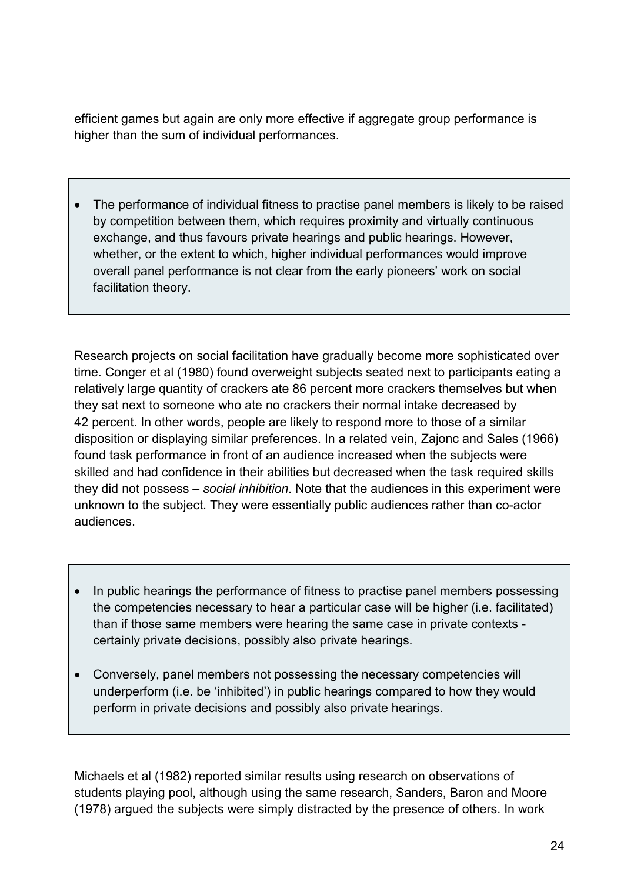efficient games but again are only more effective if aggregate group performance is higher than the sum of individual performances.

- The performance of individual fitness to practise panel members is likely to be raised by competition between them, which requires proximity and virtually continuous exchange, and thus favours private hearings and public hearings. However, whether, or the extent to which, higher individual performances would improve overall panel performance is not clear from the early pioneers' work on social facilitation theory.

Research projects on social facilitation have gradually become more sophisticated over time. Conger et al (1980) found overweight subjects seated next to participants eating a relatively large quantity of crackers ate 86 percent more crackers themselves but when they sat next to someone who ate no crackers their normal intake decreased by 42 percent. In other words, people are likely to respond more to those of a similar disposition or displaying similar preferences. In a related vein, Zajonc and Sales (1966) found task performance in front of an audience increased when the subjects were skilled and had confidence in their abilities but decreased when the task required skills they did not possess – *social inhibition*. Note that the audiences in this experiment were unknown to the subject. They were essentially public audiences rather than co-actor audiences.

- In public hearings the performance of fitness to practise panel members possessing the competencies necessary to hear a particular case will be higher (i.e. facilitated) than if those same members were hearing the same case in private contexts - certainly private decisions, possibly also private hearings.
- Conversely, panel members not possessing the necessary competencies will underperform (i.e. be 'inhibited') in public hearings compared to how they would perform in private decisions and possibly also private hearings.

Michaels et al (1982) reported similar results using research on observations of students playing pool, although using the same research, Sanders, Baron and Moore (1978) argued the subjects were simply distracted by the presence of others. In work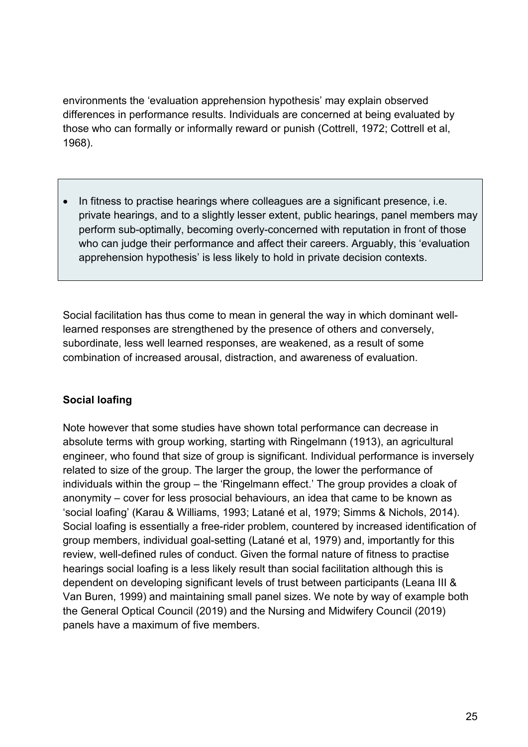environments the 'evaluation apprehension hypothesis' may explain observed differences in performance results. Individuals are concerned at being evaluated by those who can formally or informally reward or punish (Cottrell, 1972; Cottrell et al, 1968).

- In fitness to practise hearings where colleagues are a significant presence, i.e. private hearings, and to a slightly lesser extent, public hearings, panel members may perform sub-optimally, becoming overly-concerned with reputation in front of those who can judge their performance and affect their careers. Arguably, this 'evaluation apprehension hypothesis' is less likely to hold in private decision contexts.

Social facilitation has thus come to mean in general the way in which dominant well-learned responses are strengthened by the presence of others and conversely, subordinate, less well learned responses, are weakened, as a result of some combination of increased arousal, distraction, and awareness of evaluation.

**Social loafing**

Note however that some studies have shown total performance can decrease in absolute terms with group working, starting with Ringelmann (1913), an agricultural engineer, who found that size of group is significant. Individual performance is inversely related to size of the group. The larger the group, the lower the performance of individuals within the group – the 'Ringelmann effect.' The group provides a cloak of anonymity – cover for less prosocial behaviours, an idea that came to be known as 'social loafing' (Karau & Williams, 1993; Latané et al, 1979; Simms & Nichols, 2014). Social loafing is essentially a free-rider problem, countered by increased identification of group members, individual goal-setting (Latané et al, 1979) and, importantly for this review, well-defined rules of conduct. Given the formal nature of fitness to practise hearings social loafing is a less likely result than social facilitation although this is dependent on developing significant levels of trust between participants (Leana III & Van Buren, 1999) and maintaining small panel sizes. We note by way of example both the General Optical Council (2019) and the Nursing and Midwifery Council (2019) panels have a maximum of five members.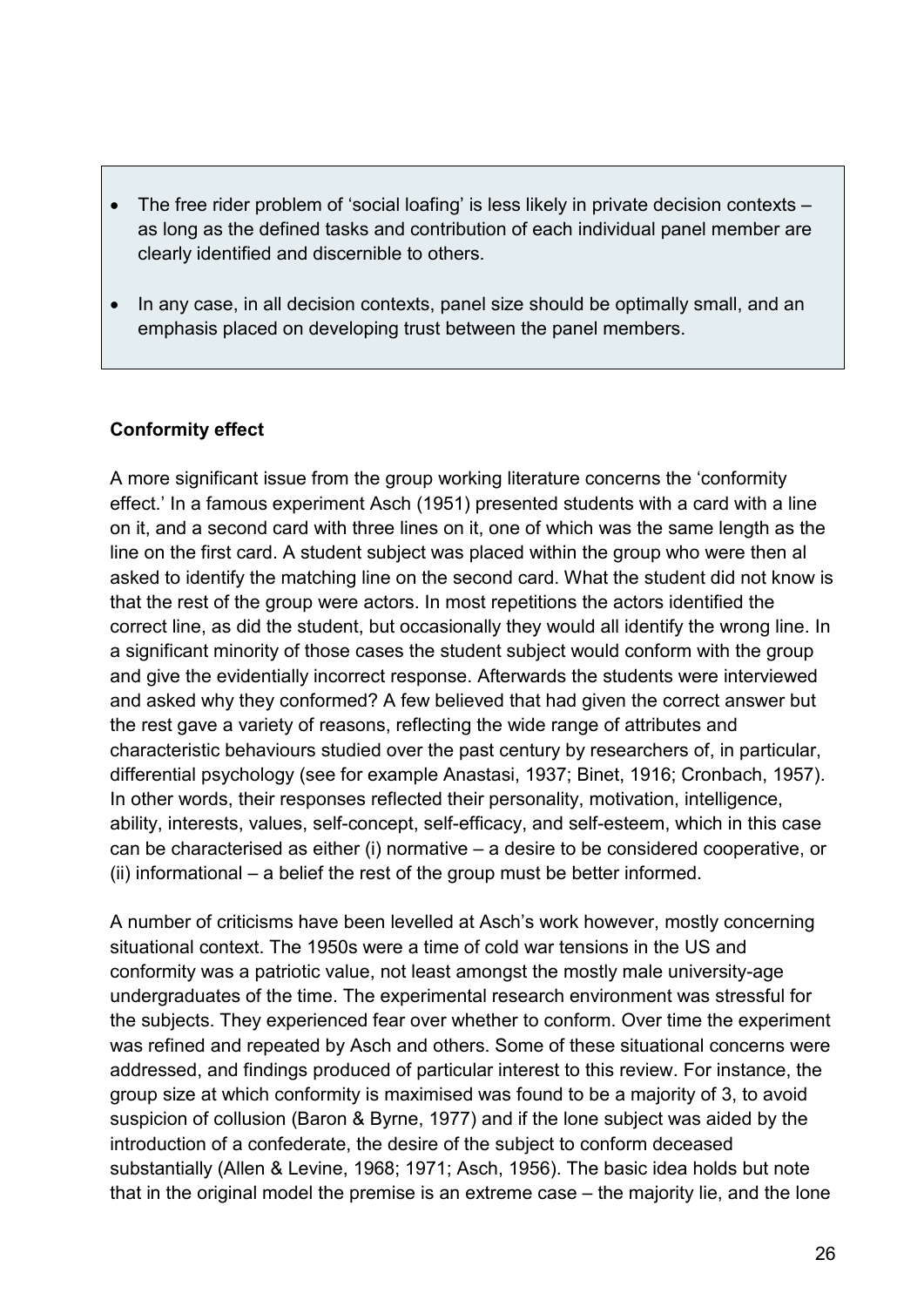- The free rider problem of 'social loafing' is less likely in private decision contexts – as long as the defined tasks and contribution of each individual panel member are clearly identified and discernible to others.
- In any case, in all decision contexts, panel size should be optimally small, and an emphasis placed on developing trust between the panel members.

**Conformity effect**

A more significant issue from the group working literature concerns the 'conformity effect.' In a famous experiment Asch (1951) presented students with a card with a line on it, and a second card with three lines on it, one of which was the same length as the line on the first card. A student subject was placed within the group who were then al asked to identify the matching line on the second card. What the student did not know is that the rest of the group were actors. In most repetitions the actors identified the correct line, as did the student, but occasionally they would all identify the wrong line. In a significant minority of those cases the student subject would conform with the group and give the evidentially incorrect response. Afterwards the students were interviewed and asked why they conformed? A few believed that had given the correct answer but the rest gave a variety of reasons, reflecting the wide range of attributes and characteristic behaviours studied over the past century by researchers of, in particular, differential psychology (see for example Anastasi, 1937; Binet, 1916; Cronbach, 1957). In other words, their responses reflected their personality, motivation, intelligence, ability, interests, values, self-concept, self-efficacy, and self-esteem, which in this case can be characterised as either (i) normative – a desire to be considered cooperative, or (ii) informational – a belief the rest of the group must be better informed.

A number of criticisms have been levelled at Asch's work however, mostly concerning situational context. The 1950s were a time of cold war tensions in the US and conformity was a patriotic value, not least amongst the mostly male university-age undergraduates of the time. The experimental research environment was stressful for the subjects. They experienced fear over whether to conform. Over time the experiment was refined and repeated by Asch and others. Some of these situational concerns were addressed, and findings produced of particular interest to this review. For instance, the group size at which conformity is maximised was found to be a majority of 3, to avoid suspicion of collusion (Baron & Byrne, 1977) and if the lone subject was aided by the introduction of a confederate, the desire of the subject to conform deceased substantially (Allen & Levine, 1968; 1971; Asch, 1956). The basic idea holds but note that in the original model the premise is an extreme case – the majority lie, and the lone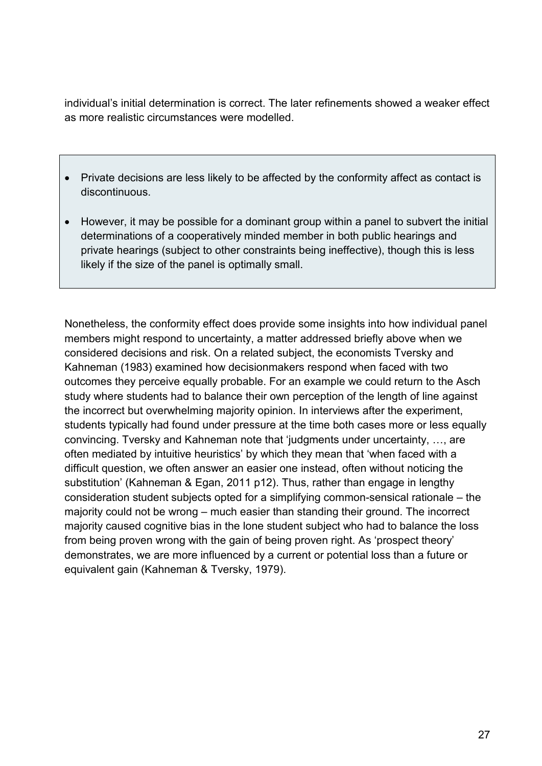individual's initial determination is correct. The later refinements showed a weaker effect as more realistic circumstances were modelled.

> - Private decisions are less likely to be affected by the conformity affect as contact is discontinuous.
> - However, it may be possible for a dominant group within a panel to subvert the initial determinations of a cooperatively minded member in both public hearings and private hearings (subject to other constraints being ineffective), though this is less likely if the size of the panel is optimally small.

Nonetheless, the conformity effect does provide some insights into how individual panel members might respond to uncertainty, a matter addressed briefly above when we considered decisions and risk. On a related subject, the economists Tversky and Kahneman (1983) examined how decisionmakers respond when faced with two outcomes they perceive equally probable. For an example we could return to the Asch study where students had to balance their own perception of the length of line against the incorrect but overwhelming majority opinion. In interviews after the experiment, students typically had found under pressure at the time both cases more or less equally convincing. Tversky and Kahneman note that 'judgments under uncertainty, …, are often mediated by intuitive heuristics' by which they mean that 'when faced with a difficult question, we often answer an easier one instead, often without noticing the substitution' (Kahneman & Egan, 2011 p12). Thus, rather than engage in lengthy consideration student subjects opted for a simplifying common-sensical rationale – the majority could not be wrong – much easier than standing their ground. The incorrect majority caused cognitive bias in the lone student subject who had to balance the loss from being proven wrong with the gain of being proven right. As 'prospect theory' demonstrates, we are more influenced by a current or potential loss than a future or equivalent gain (Kahneman & Tversky, 1979).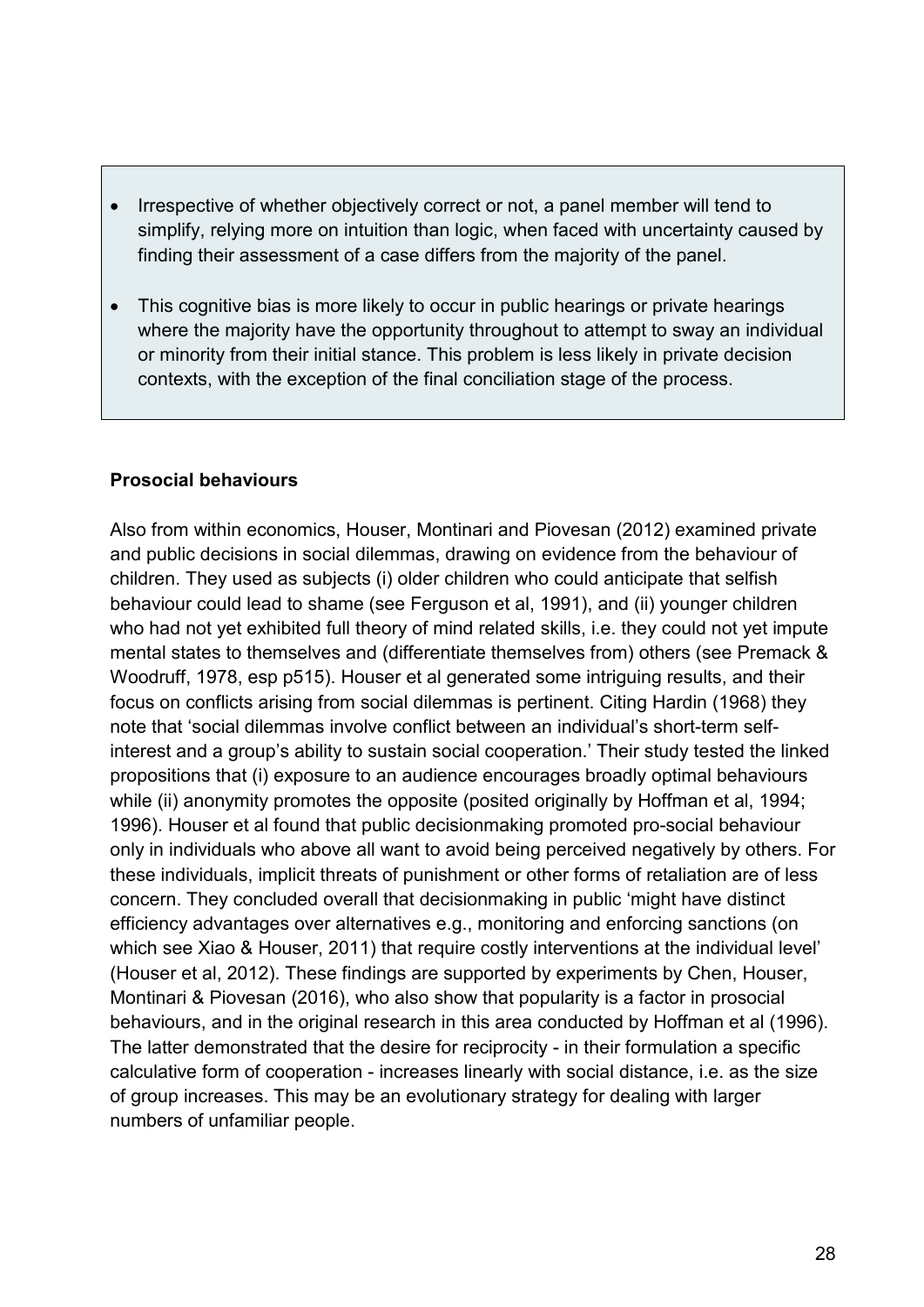- Irrespective of whether objectively correct or not, a panel member will tend to simplify, relying more on intuition than logic, when faced with uncertainty caused by finding their assessment of a case differs from the majority of the panel.
- This cognitive bias is more likely to occur in public hearings or private hearings where the majority have the opportunity throughout to attempt to sway an individual or minority from their initial stance. This problem is less likely in private decision contexts, with the exception of the final conciliation stage of the process.

**Prosocial behaviours**

Also from within economics, Houser, Montinari and Piovesan (2012) examined private and public decisions in social dilemmas, drawing on evidence from the behaviour of children. They used as subjects (i) older children who could anticipate that selfish behaviour could lead to shame (see Ferguson et al, 1991), and (ii) younger children who had not yet exhibited full theory of mind related skills, i.e. they could not yet impute mental states to themselves and (differentiate themselves from) others (see Premack & Woodruff, 1978, esp p515). Houser et al generated some intriguing results, and their focus on conflicts arising from social dilemmas is pertinent. Citing Hardin (1968) they note that 'social dilemmas involve conflict between an individual's short-term self-interest and a group's ability to sustain social cooperation.' Their study tested the linked propositions that (i) exposure to an audience encourages broadly optimal behaviours while (ii) anonymity promotes the opposite (posited originally by Hoffman et al, 1994; 1996). Houser et al found that public decisionmaking promoted pro-social behaviour only in individuals who above all want to avoid being perceived negatively by others. For these individuals, implicit threats of punishment or other forms of retaliation are of less concern. They concluded overall that decisionmaking in public 'might have distinct efficiency advantages over alternatives e.g., monitoring and enforcing sanctions (on which see Xiao & Houser, 2011) that require costly interventions at the individual level' (Houser et al, 2012). These findings are supported by experiments by Chen, Houser, Montinari & Piovesan (2016), who also show that popularity is a factor in prosocial behaviours, and in the original research in this area conducted by Hoffman et al (1996). The latter demonstrated that the desire for reciprocity - in their formulation a specific calculative form of cooperation - increases linearly with social distance, i.e. as the size of group increases. This may be an evolutionary strategy for dealing with larger numbers of unfamiliar people.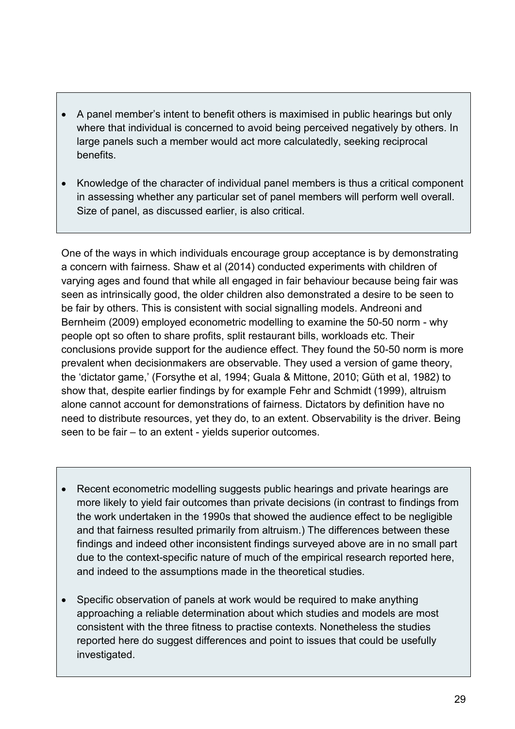- A panel member’s intent to benefit others is maximised in public hearings but only where that individual is concerned to avoid being perceived negatively by others. In large panels such a member would act more calculatedly, seeking reciprocal benefits.
- Knowledge of the character of individual panel members is thus a critical component in assessing whether any particular set of panel members will perform well overall. Size of panel, as discussed earlier, is also critical.

One of the ways in which individuals encourage group acceptance is by demonstrating a concern with fairness. Shaw et al (2014) conducted experiments with children of varying ages and found that while all engaged in fair behaviour because being fair was seen as intrinsically good, the older children also demonstrated a desire to be seen to be fair by others. This is consistent with social signalling models. Andreoni and Bernheim (2009) employed econometric modelling to examine the 50-50 norm - why people opt so often to share profits, split restaurant bills, workloads etc. Their conclusions provide support for the audience effect. They found the 50-50 norm is more prevalent when decisionmakers are observable. They used a version of game theory, the ‘dictator game,’ (Forsythe et al, 1994; Guala & Mittone, 2010; Güth et al, 1982) to show that, despite earlier findings by for example Fehr and Schmidt (1999), altruism alone cannot account for demonstrations of fairness. Dictators by definition have no need to distribute resources, yet they do, to an extent. Observability is the driver. Being seen to be fair – to an extent - yields superior outcomes.

- Recent econometric modelling suggests public hearings and private hearings are more likely to yield fair outcomes than private decisions (in contrast to findings from the work undertaken in the 1990s that showed the audience effect to be negligible and that fairness resulted primarily from altruism.) The differences between these findings and indeed other inconsistent findings surveyed above are in no small part due to the context-specific nature of much of the empirical research reported here, and indeed to the assumptions made in the theoretical studies.
- Specific observation of panels at work would be required to make anything approaching a reliable determination about which studies and models are most consistent with the three fitness to practise contexts. Nonetheless the studies reported here do suggest differences and point to issues that could be usefully investigated.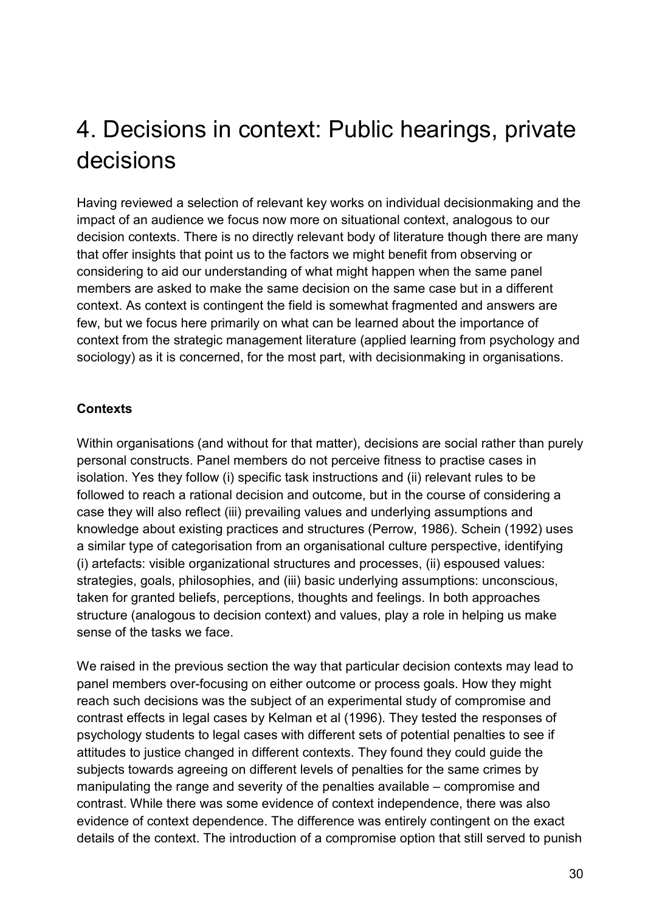# 4. Decisions in context: Public hearings, private decisions

Having reviewed a selection of relevant key works on individual decisionmaking and the impact of an audience we focus now more on situational context, analogous to our decision contexts. There is no directly relevant body of literature though there are many that offer insights that point us to the factors we might benefit from observing or considering to aid our understanding of what might happen when the same panel members are asked to make the same decision on the same case but in a different context. As context is contingent the field is somewhat fragmented and answers are few, but we focus here primarily on what can be learned about the importance of context from the strategic management literature (applied learning from psychology and sociology) as it is concerned, for the most part, with decisionmaking in organisations.

**Contexts**

Within organisations (and without for that matter), decisions are social rather than purely personal constructs. Panel members do not perceive fitness to practise cases in isolation. Yes they follow (i) specific task instructions and (ii) relevant rules to be followed to reach a rational decision and outcome, but in the course of considering a case they will also reflect (iii) prevailing values and underlying assumptions and knowledge about existing practices and structures (Perrow, 1986). Schein (1992) uses a similar type of categorisation from an organisational culture perspective, identifying (i) artefacts: visible organizational structures and processes, (ii) espoused values: strategies, goals, philosophies, and (iii) basic underlying assumptions: unconscious, taken for granted beliefs, perceptions, thoughts and feelings. In both approaches structure (analogous to decision context) and values, play a role in helping us make sense of the tasks we face.

We raised in the previous section the way that particular decision contexts may lead to panel members over-focusing on either outcome or process goals. How they might reach such decisions was the subject of an experimental study of compromise and contrast effects in legal cases by Kelman et al (1996). They tested the responses of psychology students to legal cases with different sets of potential penalties to see if attitudes to justice changed in different contexts. They found they could guide the subjects towards agreeing on different levels of penalties for the same crimes by manipulating the range and severity of the penalties available – compromise and contrast. While there was some evidence of context independence, there was also evidence of context dependence. The difference was entirely contingent on the exact details of the context. The introduction of a compromise option that still served to punish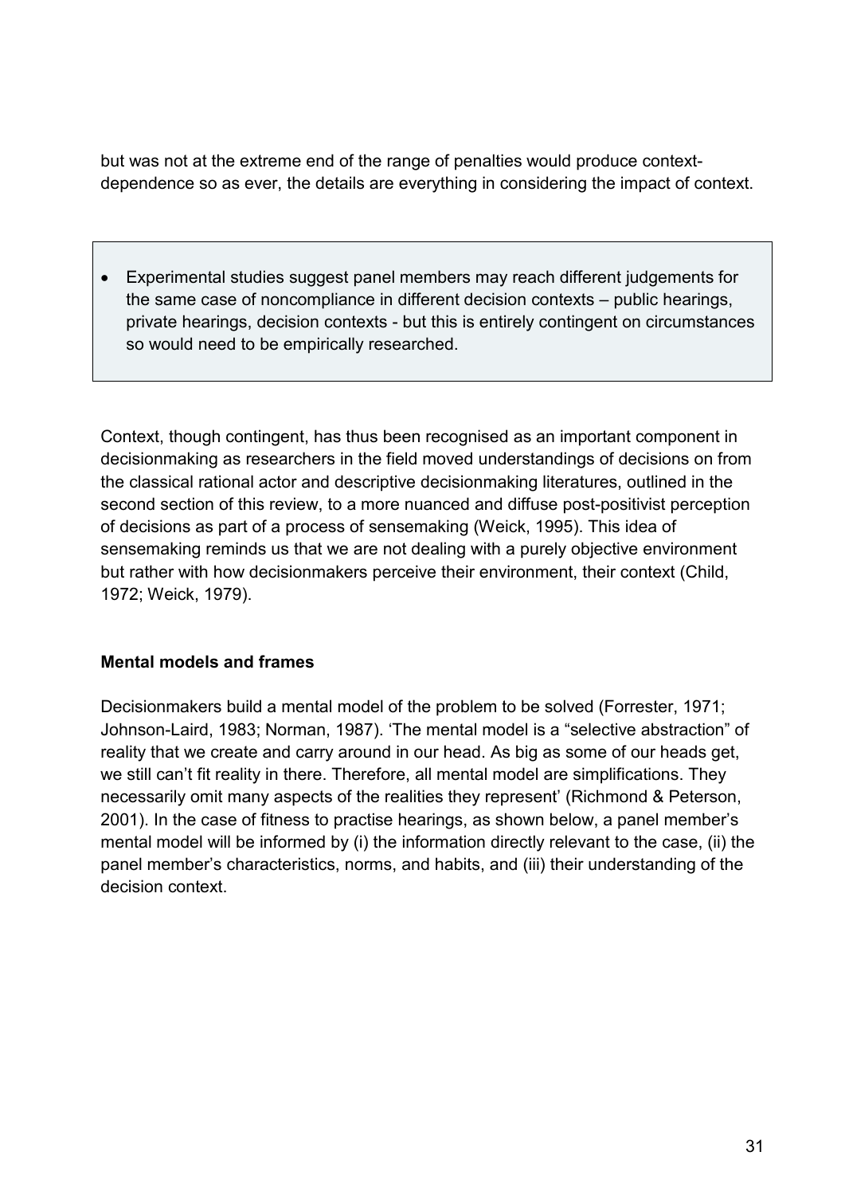but was not at the extreme end of the range of penalties would produce context-dependence so as ever, the details are everything in considering the impact of context.

- Experimental studies suggest panel members may reach different judgements for the same case of noncompliance in different decision contexts – public hearings, private hearings, decision contexts - but this is entirely contingent on circumstances so would need to be empirically researched.

Context, though contingent, has thus been recognised as an important component in decisionmaking as researchers in the field moved understandings of decisions on from the classical rational actor and descriptive decisionmaking literatures, outlined in the second section of this review, to a more nuanced and diffuse post-positivist perception of decisions as part of a process of sensemaking (Weick, 1995). This idea of sensemaking reminds us that we are not dealing with a purely objective environment but rather with how decisionmakers perceive their environment, their context (Child, 1972; Weick, 1979).

**Mental models and frames**

Decisionmakers build a mental model of the problem to be solved (Forrester, 1971; Johnson-Laird, 1983; Norman, 1987). 'The mental model is a "selective abstraction" of reality that we create and carry around in our head. As big as some of our heads get, we still can't fit reality in there. Therefore, all mental model are simplifications. They necessarily omit many aspects of the realities they represent' (Richmond & Peterson, 2001). In the case of fitness to practise hearings, as shown below, a panel member's mental model will be informed by (i) the information directly relevant to the case, (ii) the panel member's characteristics, norms, and habits, and (iii) their understanding of the decision context.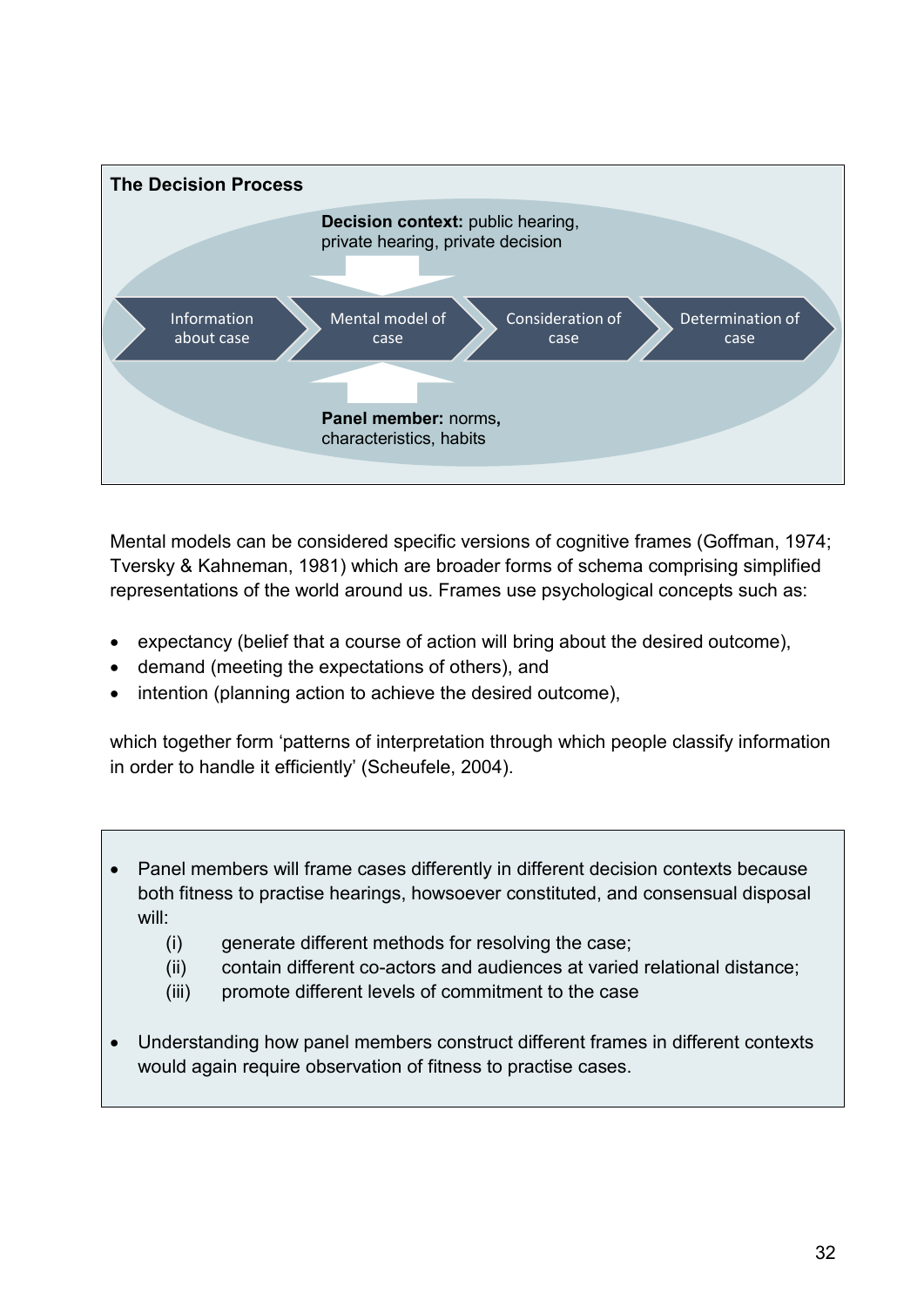**The Decision Process**

**Decision context:** public hearing, private hearing, private decision

Information about case → Mental model of case → Consideration of case → Determination of case

**Panel member:** norms, characteristics, habits

Mental models can be considered specific versions of cognitive frames (Goffman, 1974; Tversky & Kahneman, 1981) which are broader forms of schema comprising simplified representations of the world around us. Frames use psychological concepts such as:

- expectancy (belief that a course of action will bring about the desired outcome),
- demand (meeting the expectations of others), and
- intention (planning action to achieve the desired outcome),

which together form 'patterns of interpretation through which people classify information in order to handle it efficiently' (Scheufele, 2004).

- Panel members will frame cases differently in different decision contexts because both fitness to practise hearings, howsoever constituted, and consensual disposal will:
  - (i) generate different methods for resolving the case;
  - (ii) contain different co-actors and audiences at varied relational distance;
  - (iii) promote different levels of commitment to the case
- Understanding how panel members construct different frames in different contexts would again require observation of fitness to practise cases.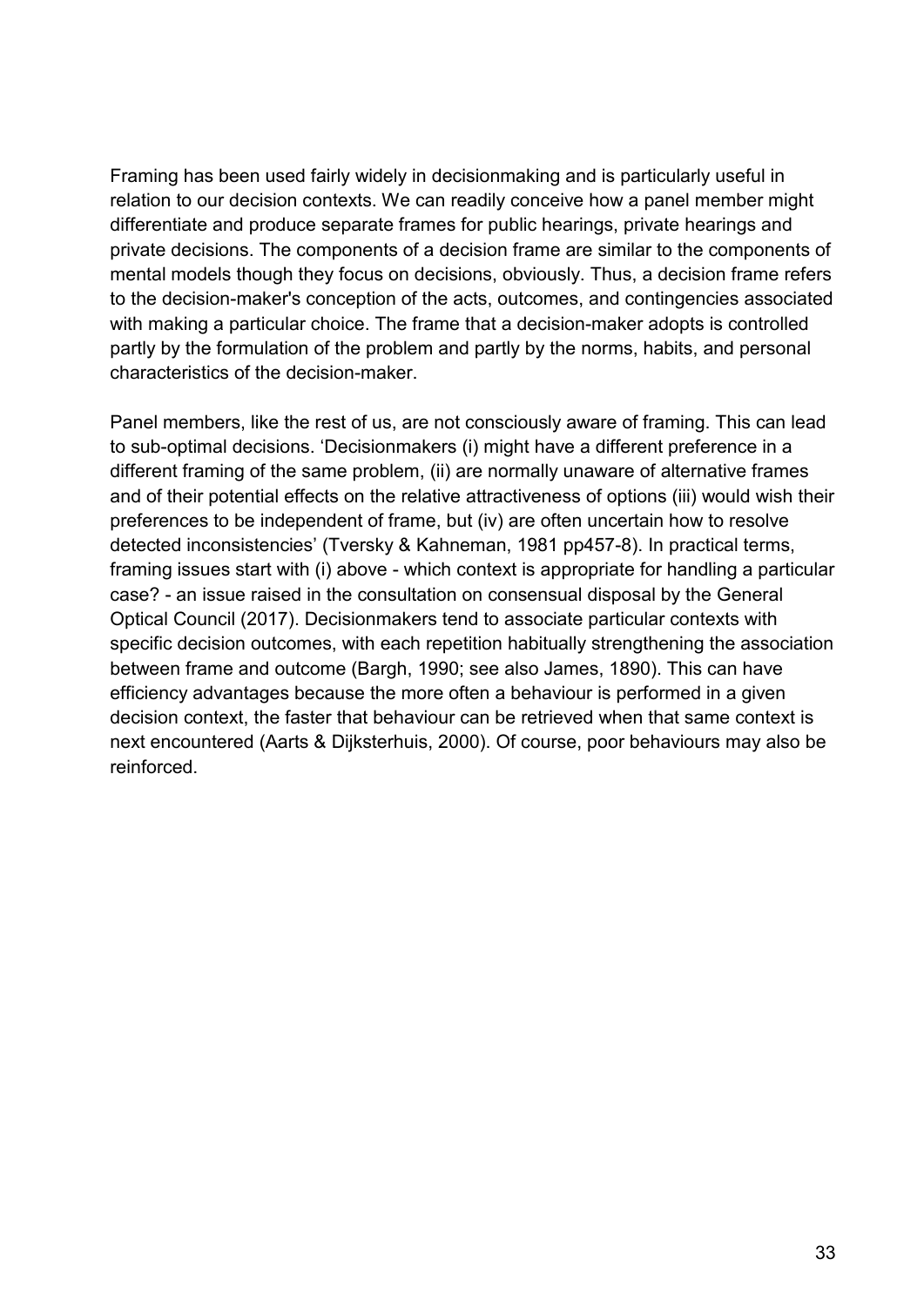Framing has been used fairly widely in decisionmaking and is particularly useful in relation to our decision contexts. We can readily conceive how a panel member might differentiate and produce separate frames for public hearings, private hearings and private decisions. The components of a decision frame are similar to the components of mental models though they focus on decisions, obviously. Thus, a decision frame refers to the decision-maker's conception of the acts, outcomes, and contingencies associated with making a particular choice. The frame that a decision-maker adopts is controlled partly by the formulation of the problem and partly by the norms, habits, and personal characteristics of the decision-maker.

Panel members, like the rest of us, are not consciously aware of framing. This can lead to sub-optimal decisions. 'Decisionmakers (i) might have a different preference in a different framing of the same problem, (ii) are normally unaware of alternative frames and of their potential effects on the relative attractiveness of options (iii) would wish their preferences to be independent of frame, but (iv) are often uncertain how to resolve detected inconsistencies' (Tversky & Kahneman, 1981 pp457-8). In practical terms, framing issues start with (i) above - which context is appropriate for handling a particular case? - an issue raised in the consultation on consensual disposal by the General Optical Council (2017). Decisionmakers tend to associate particular contexts with specific decision outcomes, with each repetition habitually strengthening the association between frame and outcome (Bargh, 1990; see also James, 1890). This can have efficiency advantages because the more often a behaviour is performed in a given decision context, the faster that behaviour can be retrieved when that same context is next encountered (Aarts & Dijksterhuis, 2000). Of course, poor behaviours may also be reinforced.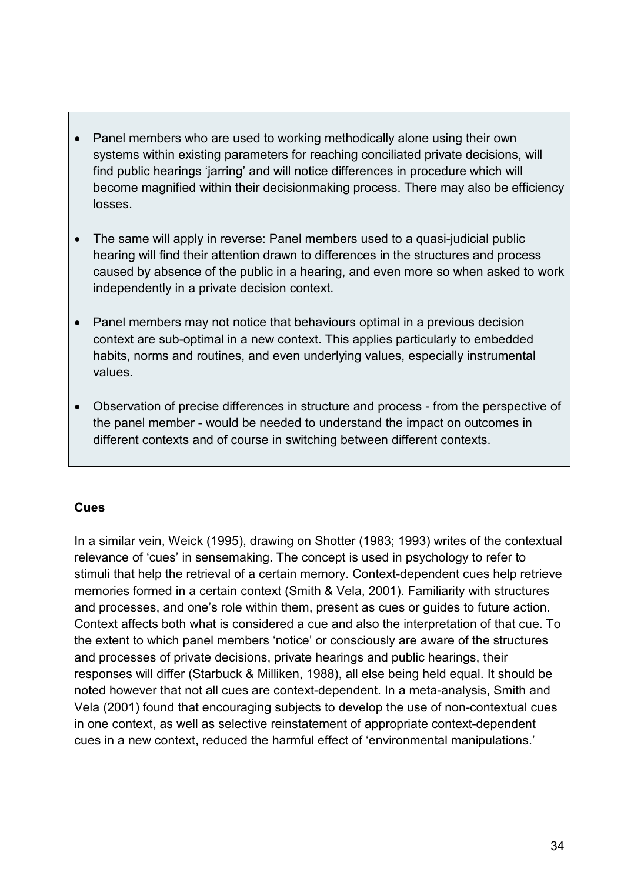- Panel members who are used to working methodically alone using their own systems within existing parameters for reaching conciliated private decisions, will find public hearings 'jarring' and will notice differences in procedure which will become magnified within their decisionmaking process. There may also be efficiency losses.

- The same will apply in reverse: Panel members used to a quasi-judicial public hearing will find their attention drawn to differences in the structures and process caused by absence of the public in a hearing, and even more so when asked to work independently in a private decision context.

- Panel members may not notice that behaviours optimal in a previous decision context are sub-optimal in a new context. This applies particularly to embedded habits, norms and routines, and even underlying values, especially instrumental values.

- Observation of precise differences in structure and process - from the perspective of the panel member - would be needed to understand the impact on outcomes in different contexts and of course in switching between different contexts.

**Cues**

In a similar vein, Weick (1995), drawing on Shotter (1983; 1993) writes of the contextual relevance of 'cues' in sensemaking. The concept is used in psychology to refer to stimuli that help the retrieval of a certain memory. Context-dependent cues help retrieve memories formed in a certain context (Smith & Vela, 2001). Familiarity with structures and processes, and one's role within them, present as cues or guides to future action. Context affects both what is considered a cue and also the interpretation of that cue. To the extent to which panel members 'notice' or consciously are aware of the structures and processes of private decisions, private hearings and public hearings, their responses will differ (Starbuck & Milliken, 1988), all else being held equal. It should be noted however that not all cues are context-dependent. In a meta-analysis, Smith and Vela (2001) found that encouraging subjects to develop the use of non-contextual cues in one context, as well as selective reinstatement of appropriate context-dependent cues in a new context, reduced the harmful effect of 'environmental manipulations.'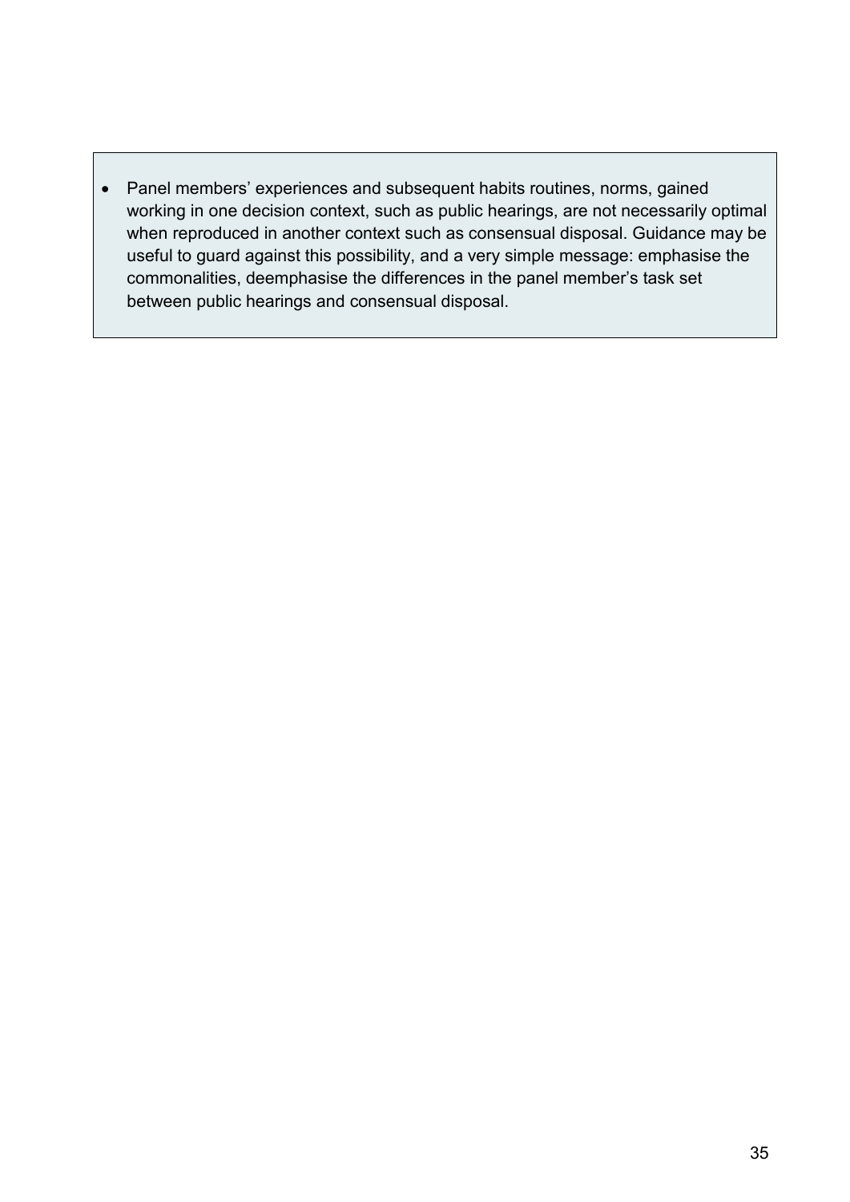- Panel members' experiences and subsequent habits routines, norms, gained working in one decision context, such as public hearings, are not necessarily optimal when reproduced in another context such as consensual disposal. Guidance may be useful to guard against this possibility, and a very simple message: emphasise the commonalities, deemphasise the differences in the panel member's task set between public hearings and consensual disposal.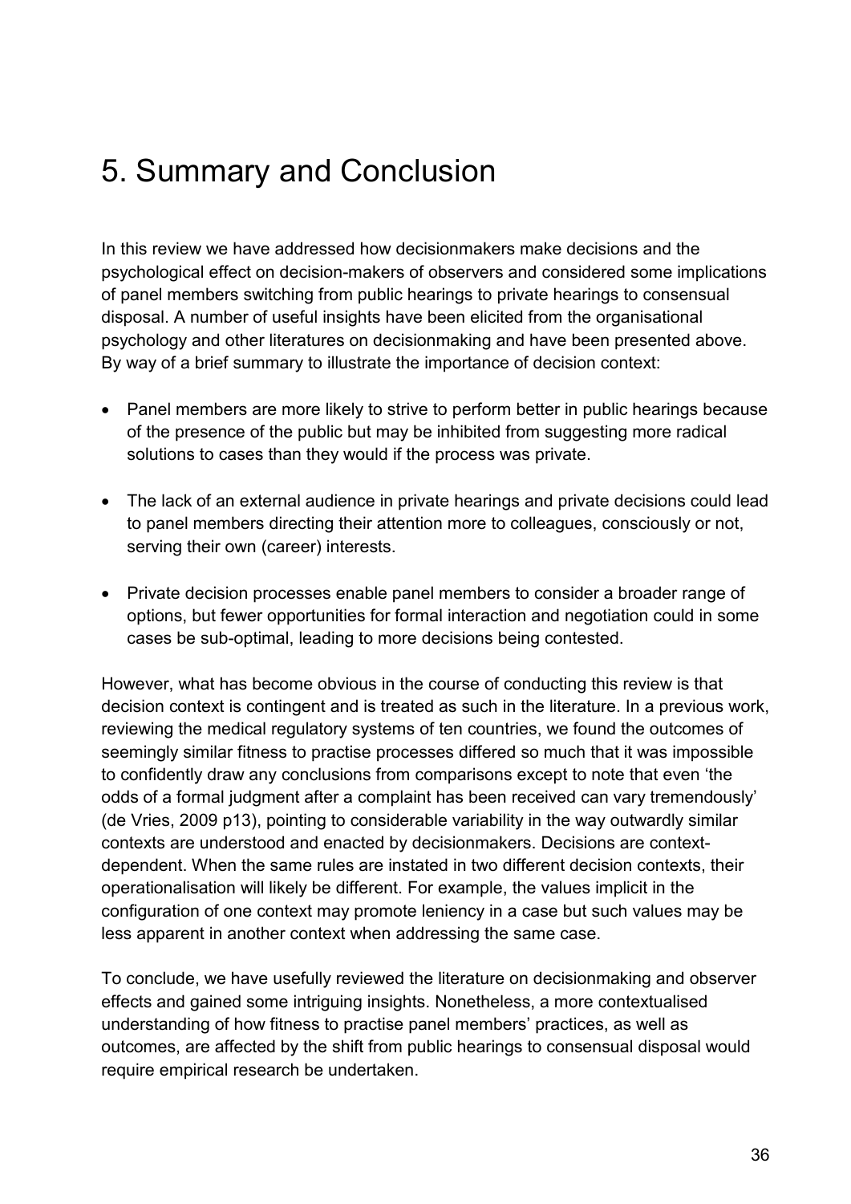# 5. Summary and Conclusion

In this review we have addressed how decisionmakers make decisions and the psychological effect on decision-makers of observers and considered some implications of panel members switching from public hearings to private hearings to consensual disposal. A number of useful insights have been elicited from the organisational psychology and other literatures on decisionmaking and have been presented above. By way of a brief summary to illustrate the importance of decision context:

- Panel members are more likely to strive to perform better in public hearings because of the presence of the public but may be inhibited from suggesting more radical solutions to cases than they would if the process was private.
- The lack of an external audience in private hearings and private decisions could lead to panel members directing their attention more to colleagues, consciously or not, serving their own (career) interests.
- Private decision processes enable panel members to consider a broader range of options, but fewer opportunities for formal interaction and negotiation could in some cases be sub-optimal, leading to more decisions being contested.

However, what has become obvious in the course of conducting this review is that decision context is contingent and is treated as such in the literature. In a previous work, reviewing the medical regulatory systems of ten countries, we found the outcomes of seemingly similar fitness to practise processes differed so much that it was impossible to confidently draw any conclusions from comparisons except to note that even 'the odds of a formal judgment after a complaint has been received can vary tremendously' (de Vries, 2009 p13), pointing to considerable variability in the way outwardly similar contexts are understood and enacted by decisionmakers. Decisions are context-dependent. When the same rules are instated in two different decision contexts, their operationalisation will likely be different. For example, the values implicit in the configuration of one context may promote leniency in a case but such values may be less apparent in another context when addressing the same case.

To conclude, we have usefully reviewed the literature on decisionmaking and observer effects and gained some intriguing insights. Nonetheless, a more contextualised understanding of how fitness to practise panel members' practices, as well as outcomes, are affected by the shift from public hearings to consensual disposal would require empirical research be undertaken.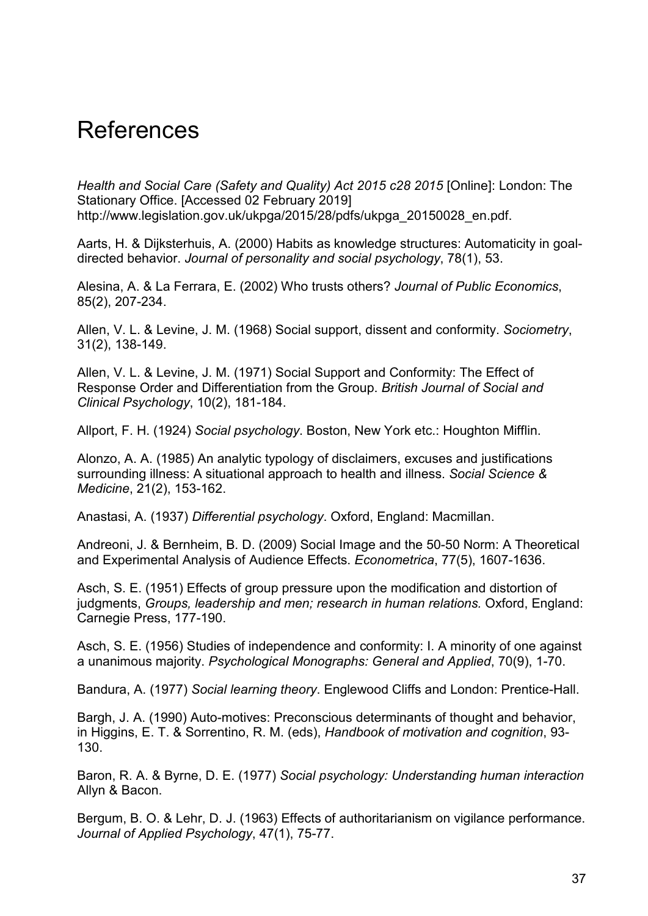# References

*Health and Social Care (Safety and Quality) Act 2015 c28 2015* [Online]: London: The Stationary Office. [Accessed 02 February 2019] http://www.legislation.gov.uk/ukpga/2015/28/pdfs/ukpga_20150028_en.pdf.

Aarts, H. & Dijksterhuis, A. (2000) Habits as knowledge structures: Automaticity in goal-directed behavior. *Journal of personality and social psychology*, 78(1), 53.

Alesina, A. & La Ferrara, E. (2002) Who trusts others? *Journal of Public Economics*, 85(2), 207-234.

Allen, V. L. & Levine, J. M. (1968) Social support, dissent and conformity. *Sociometry*, 31(2), 138-149.

Allen, V. L. & Levine, J. M. (1971) Social Support and Conformity: The Effect of Response Order and Differentiation from the Group. *British Journal of Social and Clinical Psychology*, 10(2), 181-184.

Allport, F. H. (1924) *Social psychology*. Boston, New York etc.: Houghton Mifflin.

Alonzo, A. A. (1985) An analytic typology of disclaimers, excuses and justifications surrounding illness: A situational approach to health and illness. *Social Science & Medicine*, 21(2), 153-162.

Anastasi, A. (1937) *Differential psychology*. Oxford, England: Macmillan.

Andreoni, J. & Bernheim, B. D. (2009) Social Image and the 50-50 Norm: A Theoretical and Experimental Analysis of Audience Effects. *Econometrica*, 77(5), 1607-1636.

Asch, S. E. (1951) Effects of group pressure upon the modification and distortion of judgments, *Groups, leadership and men; research in human relations.* Oxford, England: Carnegie Press, 177-190.

Asch, S. E. (1956) Studies of independence and conformity: I. A minority of one against a unanimous majority. *Psychological Monographs: General and Applied*, 70(9), 1-70.

Bandura, A. (1977) *Social learning theory*. Englewood Cliffs and London: Prentice-Hall.

Bargh, J. A. (1990) Auto-motives: Preconscious determinants of thought and behavior, in Higgins, E. T. & Sorrentino, R. M. (eds), *Handbook of motivation and cognition*, 93-130.

Baron, R. A. & Byrne, D. E. (1977) *Social psychology: Understanding human interaction* Allyn & Bacon.

Bergum, B. O. & Lehr, D. J. (1963) Effects of authoritarianism on vigilance performance. *Journal of Applied Psychology*, 47(1), 75-77.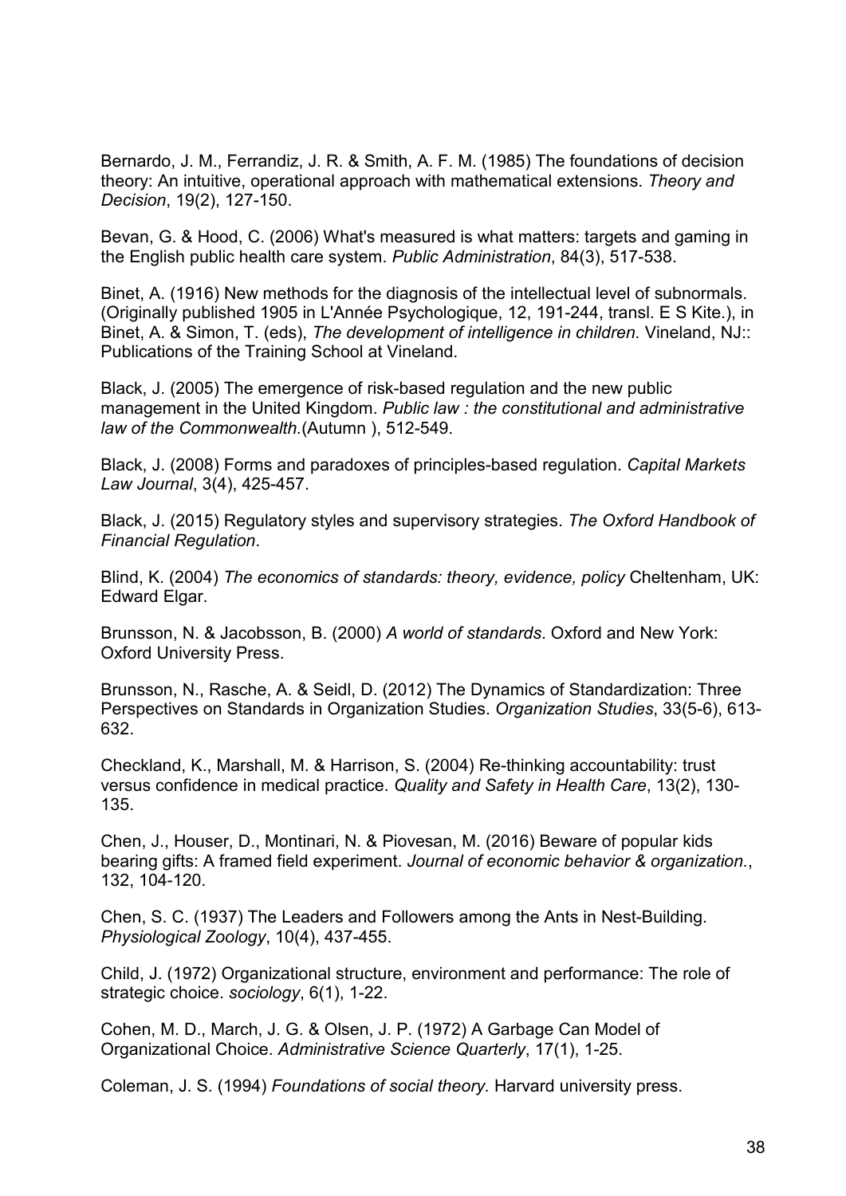Bernardo, J. M., Ferrandiz, J. R. & Smith, A. F. M. (1985) The foundations of decision theory: An intuitive, operational approach with mathematical extensions. *Theory and Decision*, 19(2), 127-150.

Bevan, G. & Hood, C. (2006) What's measured is what matters: targets and gaming in the English public health care system. *Public Administration*, 84(3), 517-538.

Binet, A. (1916) New methods for the diagnosis of the intellectual level of subnormals. (Originally published 1905 in L'Année Psychologique, 12, 191-244, transl. E S Kite.), in Binet, A. & Simon, T. (eds), *The development of intelligence in children.* Vineland, NJ:: Publications of the Training School at Vineland.

Black, J. (2005) The emergence of risk-based regulation and the new public management in the United Kingdom. *Public law : the constitutional and administrative law of the Commonwealth.*(Autumn ), 512-549.

Black, J. (2008) Forms and paradoxes of principles-based regulation. *Capital Markets Law Journal*, 3(4), 425-457.

Black, J. (2015) Regulatory styles and supervisory strategies. *The Oxford Handbook of Financial Regulation*.

Blind, K. (2004) *The economics of standards: theory, evidence, policy* Cheltenham, UK: Edward Elgar.

Brunsson, N. & Jacobsson, B. (2000) *A world of standards*. Oxford and New York: Oxford University Press.

Brunsson, N., Rasche, A. & Seidl, D. (2012) The Dynamics of Standardization: Three Perspectives on Standards in Organization Studies. *Organization Studies*, 33(5-6), 613-632.

Checkland, K., Marshall, M. & Harrison, S. (2004) Re-thinking accountability: trust versus confidence in medical practice. *Quality and Safety in Health Care*, 13(2), 130-135.

Chen, J., Houser, D., Montinari, N. & Piovesan, M. (2016) Beware of popular kids bearing gifts: A framed field experiment. *Journal of economic behavior & organization.*, 132, 104-120.

Chen, S. C. (1937) The Leaders and Followers among the Ants in Nest-Building. *Physiological Zoology*, 10(4), 437-455.

Child, J. (1972) Organizational structure, environment and performance: The role of strategic choice. *sociology*, 6(1), 1-22.

Cohen, M. D., March, J. G. & Olsen, J. P. (1972) A Garbage Can Model of Organizational Choice. *Administrative Science Quarterly*, 17(1), 1-25.

Coleman, J. S. (1994) *Foundations of social theory.* Harvard university press.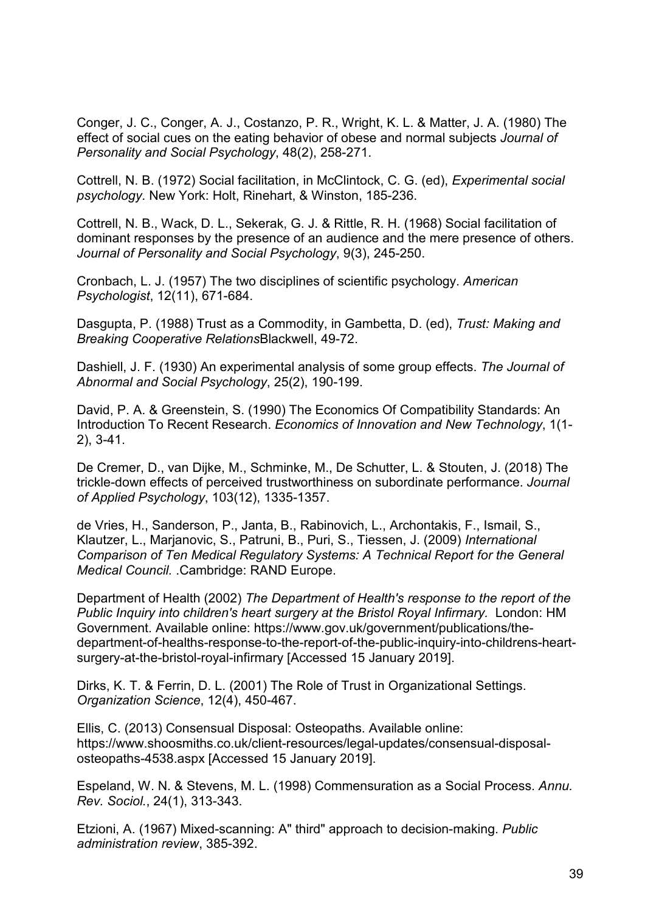Conger, J. C., Conger, A. J., Costanzo, P. R., Wright, K. L. & Matter, J. A. (1980) The effect of social cues on the eating behavior of obese and normal subjects *Journal of Personality and Social Psychology*, 48(2), 258-271.

Cottrell, N. B. (1972) Social facilitation, in McClintock, C. G. (ed), *Experimental social psychology*. New York: Holt, Rinehart, & Winston, 185-236.

Cottrell, N. B., Wack, D. L., Sekerak, G. J. & Rittle, R. H. (1968) Social facilitation of dominant responses by the presence of an audience and the mere presence of others. *Journal of Personality and Social Psychology*, 9(3), 245-250.

Cronbach, L. J. (1957) The two disciplines of scientific psychology. *American Psychologist*, 12(11), 671-684.

Dasgupta, P. (1988) Trust as a Commodity, in Gambetta, D. (ed), *Trust: Making and Breaking Cooperative Relations*Blackwell, 49-72.

Dashiell, J. F. (1930) An experimental analysis of some group effects. *The Journal of Abnormal and Social Psychology*, 25(2), 190-199.

David, P. A. & Greenstein, S. (1990) The Economics Of Compatibility Standards: An Introduction To Recent Research. *Economics of Innovation and New Technology*, 1(1-2), 3-41.

De Cremer, D., van Dijke, M., Schminke, M., De Schutter, L. & Stouten, J. (2018) The trickle-down effects of perceived trustworthiness on subordinate performance. *Journal of Applied Psychology*, 103(12), 1335-1357.

de Vries, H., Sanderson, P., Janta, B., Rabinovich, L., Archontakis, F., Ismail, S., Klautzer, L., Marjanovic, S., Patruni, B., Puri, S., Tiessen, J. (2009) *International Comparison of Ten Medical Regulatory Systems: A Technical Report for the General Medical Council.* .Cambridge: RAND Europe.

Department of Health (2002) *The Department of Health's response to the report of the Public Inquiry into children's heart surgery at the Bristol Royal Infirmary.* London: HM Government. Available online: https://www.gov.uk/government/publications/the-department-of-healths-response-to-the-report-of-the-public-inquiry-into-childrens-heart-surgery-at-the-bristol-royal-infirmary [Accessed 15 January 2019].

Dirks, K. T. & Ferrin, D. L. (2001) The Role of Trust in Organizational Settings. *Organization Science*, 12(4), 450-467.

Ellis, C. (2013) Consensual Disposal: Osteopaths. Available online: https://www.shoosmiths.co.uk/client-resources/legal-updates/consensual-disposal-osteopaths-4538.aspx [Accessed 15 January 2019].

Espeland, W. N. & Stevens, M. L. (1998) Commensuration as a Social Process. *Annu. Rev. Sociol.*, 24(1), 313-343.

Etzioni, A. (1967) Mixed-scanning: A" third" approach to decision-making. *Public administration review*, 385-392.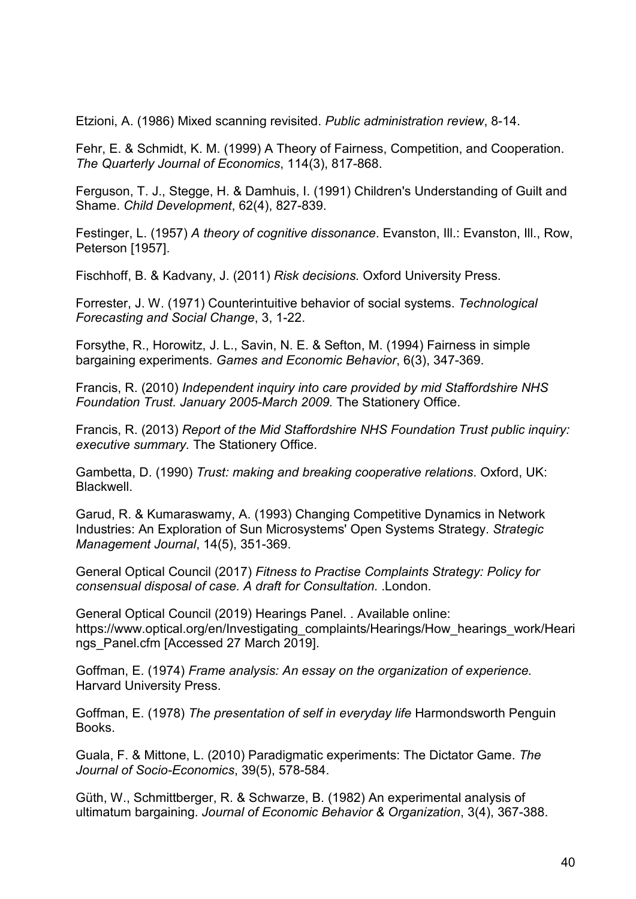Etzioni, A. (1986) Mixed scanning revisited. *Public administration review*, 8-14.

Fehr, E. & Schmidt, K. M. (1999) A Theory of Fairness, Competition, and Cooperation. *The Quarterly Journal of Economics*, 114(3), 817-868.

Ferguson, T. J., Stegge, H. & Damhuis, I. (1991) Children's Understanding of Guilt and Shame. *Child Development*, 62(4), 827-839.

Festinger, L. (1957) *A theory of cognitive dissonance*. Evanston, Ill.: Evanston, Ill., Row, Peterson [1957].

Fischhoff, B. & Kadvany, J. (2011) *Risk decisions.* Oxford University Press.

Forrester, J. W. (1971) Counterintuitive behavior of social systems. *Technological Forecasting and Social Change*, 3, 1-22.

Forsythe, R., Horowitz, J. L., Savin, N. E. & Sefton, M. (1994) Fairness in simple bargaining experiments. *Games and Economic Behavior*, 6(3), 347-369.

Francis, R. (2010) *Independent inquiry into care provided by mid Staffordshire NHS Foundation Trust. January 2005-March 2009.* The Stationery Office.

Francis, R. (2013) *Report of the Mid Staffordshire NHS Foundation Trust public inquiry: executive summary.* The Stationery Office.

Gambetta, D. (1990) *Trust: making and breaking cooperative relations*. Oxford, UK: Blackwell.

Garud, R. & Kumaraswamy, A. (1993) Changing Competitive Dynamics in Network Industries: An Exploration of Sun Microsystems' Open Systems Strategy. *Strategic Management Journal*, 14(5), 351-369.

General Optical Council (2017) *Fitness to Practise Complaints Strategy: Policy for consensual disposal of case. A draft for Consultation.* .London.

General Optical Council (2019) Hearings Panel. . Available online: https://www.optical.org/en/Investigating_complaints/Hearings/How_hearings_work/Hearings_Panel.cfm [Accessed 27 March 2019].

Goffman, E. (1974) *Frame analysis: An essay on the organization of experience.* Harvard University Press.

Goffman, E. (1978) *The presentation of self in everyday life* Harmondsworth Penguin Books.

Guala, F. & Mittone, L. (2010) Paradigmatic experiments: The Dictator Game. *The Journal of Socio-Economics*, 39(5), 578-584.

Güth, W., Schmittberger, R. & Schwarze, B. (1982) An experimental analysis of ultimatum bargaining. *Journal of Economic Behavior & Organization*, 3(4), 367-388.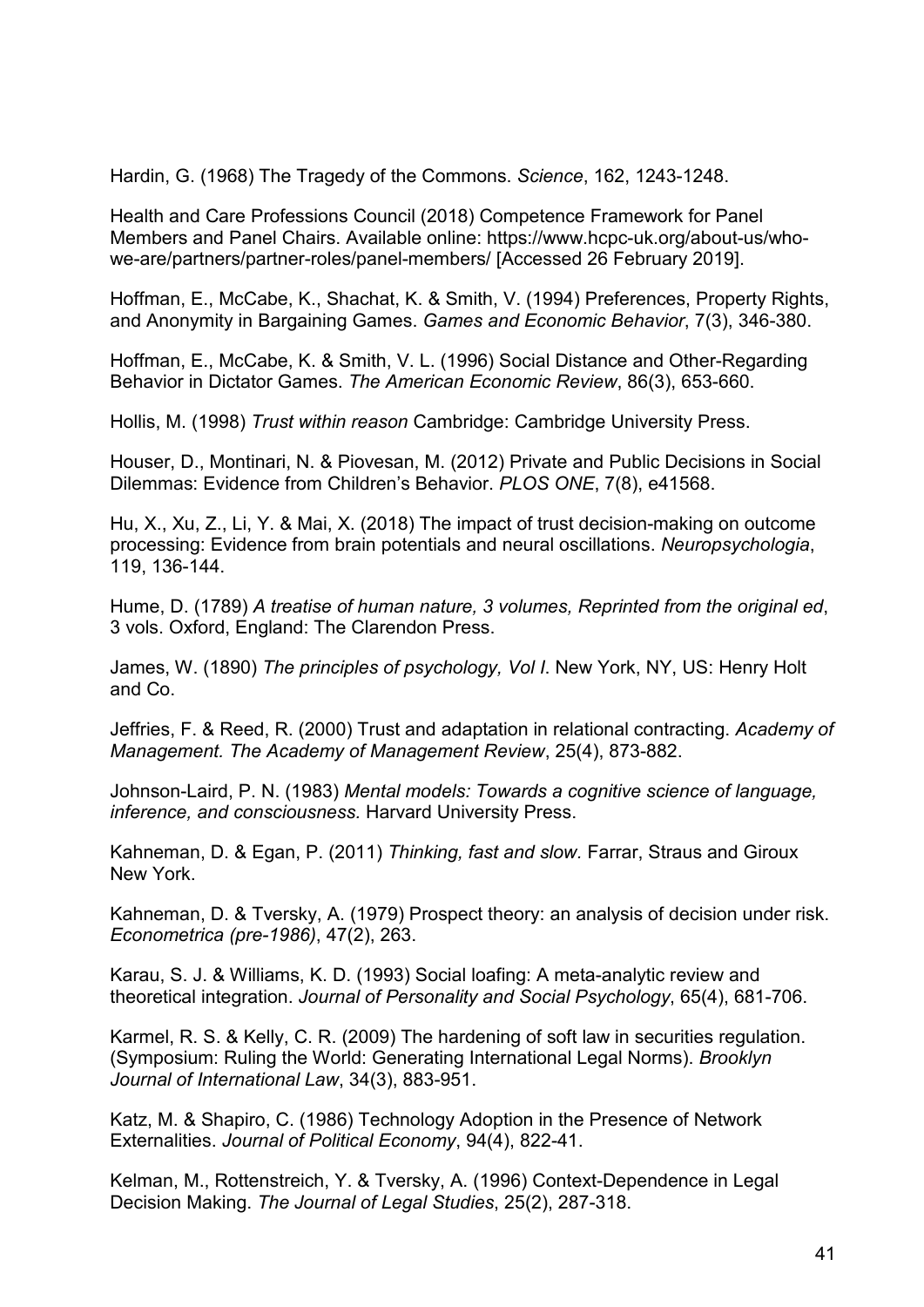Hardin, G. (1968) The Tragedy of the Commons. *Science*, 162, 1243-1248.

Health and Care Professions Council (2018) Competence Framework for Panel Members and Panel Chairs. Available online: https://www.hcpc-uk.org/about-us/who-we-are/partners/partner-roles/panel-members/ [Accessed 26 February 2019].

Hoffman, E., McCabe, K., Shachat, K. & Smith, V. (1994) Preferences, Property Rights, and Anonymity in Bargaining Games. *Games and Economic Behavior*, 7(3), 346-380.

Hoffman, E., McCabe, K. & Smith, V. L. (1996) Social Distance and Other-Regarding Behavior in Dictator Games. *The American Economic Review*, 86(3), 653-660.

Hollis, M. (1998) *Trust within reason* Cambridge: Cambridge University Press.

Houser, D., Montinari, N. & Piovesan, M. (2012) Private and Public Decisions in Social Dilemmas: Evidence from Children's Behavior. *PLOS ONE*, 7(8), e41568.

Hu, X., Xu, Z., Li, Y. & Mai, X. (2018) The impact of trust decision-making on outcome processing: Evidence from brain potentials and neural oscillations. *Neuropsychologia*, 119, 136-144.

Hume, D. (1789) *A treatise of human nature, 3 volumes, Reprinted from the original ed*, 3 vols. Oxford, England: The Clarendon Press.

James, W. (1890) *The principles of psychology, Vol I*. New York, NY, US: Henry Holt and Co.

Jeffries, F. & Reed, R. (2000) Trust and adaptation in relational contracting. *Academy of Management. The Academy of Management Review*, 25(4), 873-882.

Johnson-Laird, P. N. (1983) *Mental models: Towards a cognitive science of language, inference, and consciousness.* Harvard University Press.

Kahneman, D. & Egan, P. (2011) *Thinking, fast and slow.* Farrar, Straus and Giroux New York.

Kahneman, D. & Tversky, A. (1979) Prospect theory: an analysis of decision under risk. *Econometrica (pre-1986)*, 47(2), 263.

Karau, S. J. & Williams, K. D. (1993) Social loafing: A meta-analytic review and theoretical integration. *Journal of Personality and Social Psychology*, 65(4), 681-706.

Karmel, R. S. & Kelly, C. R. (2009) The hardening of soft law in securities regulation. (Symposium: Ruling the World: Generating International Legal Norms). *Brooklyn Journal of International Law*, 34(3), 883-951.

Katz, M. & Shapiro, C. (1986) Technology Adoption in the Presence of Network Externalities. *Journal of Political Economy*, 94(4), 822-41.

Kelman, M., Rottenstreich, Y. & Tversky, A. (1996) Context-Dependence in Legal Decision Making. *The Journal of Legal Studies*, 25(2), 287-318.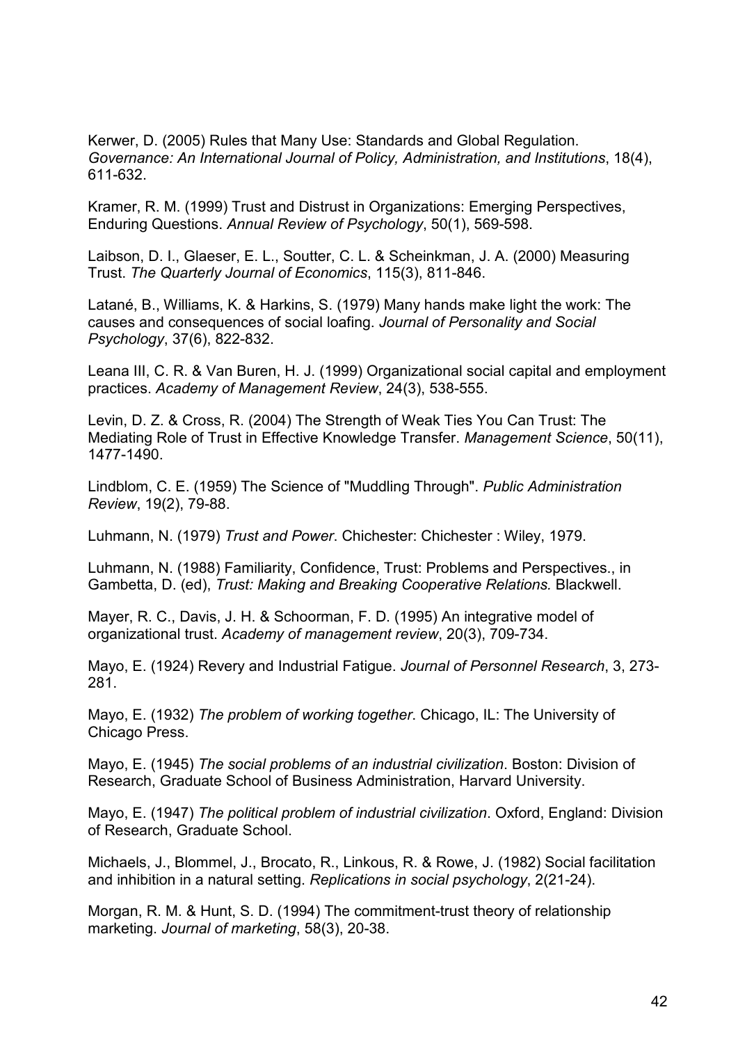Kerwer, D. (2005) Rules that Many Use: Standards and Global Regulation. *Governance: An International Journal of Policy, Administration, and Institutions*, 18(4), 611-632.

Kramer, R. M. (1999) Trust and Distrust in Organizations: Emerging Perspectives, Enduring Questions. *Annual Review of Psychology*, 50(1), 569-598.

Laibson, D. I., Glaeser, E. L., Soutter, C. L. & Scheinkman, J. A. (2000) Measuring Trust. *The Quarterly Journal of Economics*, 115(3), 811-846.

Latané, B., Williams, K. & Harkins, S. (1979) Many hands make light the work: The causes and consequences of social loafing. *Journal of Personality and Social Psychology*, 37(6), 822-832.

Leana III, C. R. & Van Buren, H. J. (1999) Organizational social capital and employment practices. *Academy of Management Review*, 24(3), 538-555.

Levin, D. Z. & Cross, R. (2004) The Strength of Weak Ties You Can Trust: The Mediating Role of Trust in Effective Knowledge Transfer. *Management Science*, 50(11), 1477-1490.

Lindblom, C. E. (1959) The Science of "Muddling Through". *Public Administration Review*, 19(2), 79-88.

Luhmann, N. (1979) *Trust and Power*. Chichester: Chichester : Wiley, 1979.

Luhmann, N. (1988) Familiarity, Confidence, Trust: Problems and Perspectives., in Gambetta, D. (ed), *Trust: Making and Breaking Cooperative Relations.* Blackwell.

Mayer, R. C., Davis, J. H. & Schoorman, F. D. (1995) An integrative model of organizational trust. *Academy of management review*, 20(3), 709-734.

Mayo, E. (1924) Revery and Industrial Fatigue. *Journal of Personnel Research*, 3, 273-281.

Mayo, E. (1932) *The problem of working together*. Chicago, IL: The University of Chicago Press.

Mayo, E. (1945) *The social problems of an industrial civilization*. Boston: Division of Research, Graduate School of Business Administration, Harvard University.

Mayo, E. (1947) *The political problem of industrial civilization*. Oxford, England: Division of Research, Graduate School.

Michaels, J., Blommel, J., Brocato, R., Linkous, R. & Rowe, J. (1982) Social facilitation and inhibition in a natural setting. *Replications in social psychology*, 2(21-24).

Morgan, R. M. & Hunt, S. D. (1994) The commitment-trust theory of relationship marketing. *Journal of marketing*, 58(3), 20-38.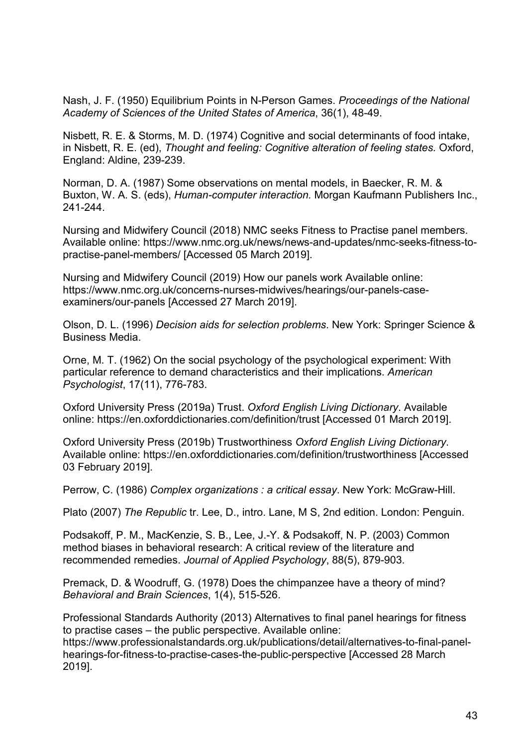Nash, J. F. (1950) Equilibrium Points in N-Person Games. *Proceedings of the National Academy of Sciences of the United States of America*, 36(1), 48-49.

Nisbett, R. E. & Storms, M. D. (1974) Cognitive and social determinants of food intake, in Nisbett, R. E. (ed), *Thought and feeling: Cognitive alteration of feeling states.* Oxford, England: Aldine, 239-239.

Norman, D. A. (1987) Some observations on mental models, in Baecker, R. M. & Buxton, W. A. S. (eds), *Human-computer interaction.* Morgan Kaufmann Publishers Inc., 241-244.

Nursing and Midwifery Council (2018) NMC seeks Fitness to Practise panel members. Available online: https://www.nmc.org.uk/news/news-and-updates/nmc-seeks-fitness-to-practise-panel-members/ [Accessed 05 March 2019].

Nursing and Midwifery Council (2019) How our panels work Available online: https://www.nmc.org.uk/concerns-nurses-midwives/hearings/our-panels-case-examiners/our-panels [Accessed 27 March 2019].

Olson, D. L. (1996) *Decision aids for selection problems*. New York: Springer Science & Business Media.

Orne, M. T. (1962) On the social psychology of the psychological experiment: With particular reference to demand characteristics and their implications. *American Psychologist*, 17(11), 776-783.

Oxford University Press (2019a) Trust. *Oxford English Living Dictionary*. Available online: https://en.oxforddictionaries.com/definition/trust [Accessed 01 March 2019].

Oxford University Press (2019b) Trustworthiness *Oxford English Living Dictionary*. Available online: https://en.oxforddictionaries.com/definition/trustworthiness [Accessed 03 February 2019].

Perrow, C. (1986) *Complex organizations : a critical essay*. New York: McGraw-Hill.

Plato (2007) *The Republic* tr. Lee, D., intro. Lane, M S, 2nd edition. London: Penguin.

Podsakoff, P. M., MacKenzie, S. B., Lee, J.-Y. & Podsakoff, N. P. (2003) Common method biases in behavioral research: A critical review of the literature and recommended remedies. *Journal of Applied Psychology*, 88(5), 879-903.

Premack, D. & Woodruff, G. (1978) Does the chimpanzee have a theory of mind? *Behavioral and Brain Sciences*, 1(4), 515-526.

Professional Standards Authority (2013) Alternatives to final panel hearings for fitness to practise cases – the public perspective. Available online: https://www.professionalstandards.org.uk/publications/detail/alternatives-to-final-panel-hearings-for-fitness-to-practise-cases-the-public-perspective [Accessed 28 March 2019].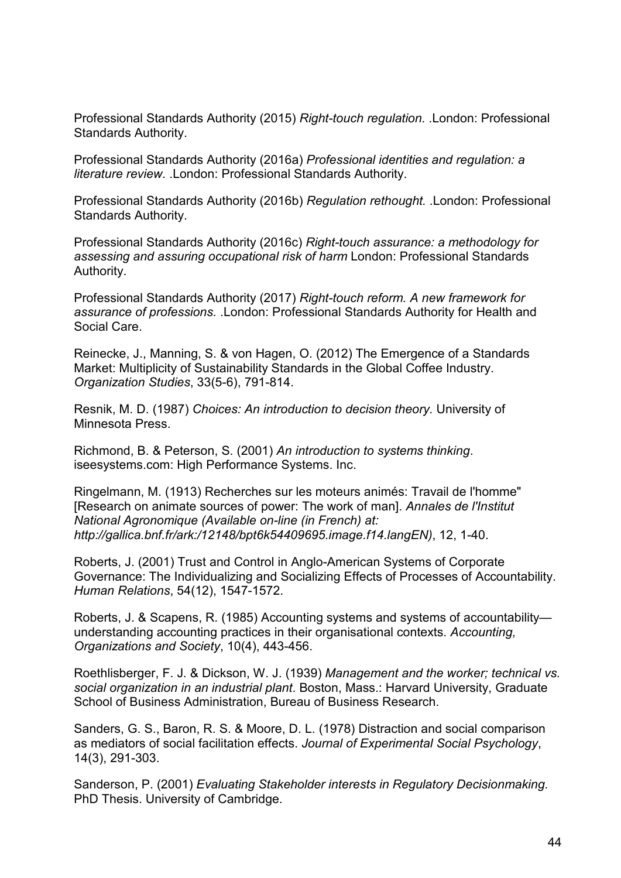Professional Standards Authority (2015) *Right-touch regulation.* .London: Professional Standards Authority.

Professional Standards Authority (2016a) *Professional identities and regulation: a literature review.* .London: Professional Standards Authority.

Professional Standards Authority (2016b) *Regulation rethought.* .London: Professional Standards Authority.

Professional Standards Authority (2016c) *Right-touch assurance: a methodology for assessing and assuring occupational risk of harm* London: Professional Standards Authority.

Professional Standards Authority (2017) *Right-touch reform. A new framework for assurance of professions.* .London: Professional Standards Authority for Health and Social Care.

Reinecke, J., Manning, S. & von Hagen, O. (2012) The Emergence of a Standards Market: Multiplicity of Sustainability Standards in the Global Coffee Industry. *Organization Studies*, 33(5-6), 791-814.

Resnik, M. D. (1987) *Choices: An introduction to decision theory.* University of Minnesota Press.

Richmond, B. & Peterson, S. (2001) *An introduction to systems thinking*. iseesystems.com: High Performance Systems. Inc.

Ringelmann, M. (1913) Recherches sur les moteurs animés: Travail de l'homme" [Research on animate sources of power: The work of man]. *Annales de l'Institut National Agronomique (Available on-line (in French) at: http://gallica.bnf.fr/ark:/12148/bpt6k54409695.image.f14.langEN)*, 12, 1-40.

Roberts, J. (2001) Trust and Control in Anglo-American Systems of Corporate Governance: The Individualizing and Socializing Effects of Processes of Accountability. *Human Relations*, 54(12), 1547-1572.

Roberts, J. & Scapens, R. (1985) Accounting systems and systems of accountability—understanding accounting practices in their organisational contexts. *Accounting, Organizations and Society*, 10(4), 443-456.

Roethlisberger, F. J. & Dickson, W. J. (1939) *Management and the worker; technical vs. social organization in an industrial plant*. Boston, Mass.: Harvard University, Graduate School of Business Administration, Bureau of Business Research.

Sanders, G. S., Baron, R. S. & Moore, D. L. (1978) Distraction and social comparison as mediators of social facilitation effects. *Journal of Experimental Social Psychology*, 14(3), 291-303.

Sanderson, P. (2001) *Evaluating Stakeholder interests in Regulatory Decisionmaking.* PhD Thesis. University of Cambridge.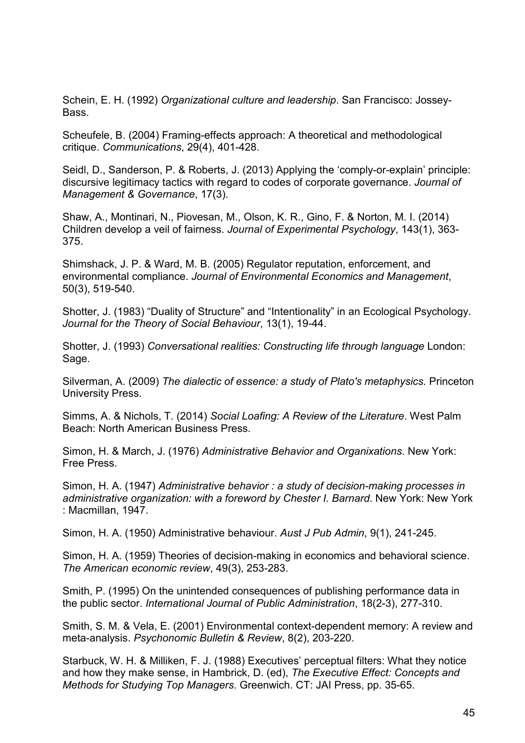Schein, E. H. (1992) *Organizational culture and leadership*. San Francisco: Jossey-Bass.

Scheufele, B. (2004) Framing-effects approach: A theoretical and methodological critique. *Communications*, 29(4), 401-428.

Seidl, D., Sanderson, P. & Roberts, J. (2013) Applying the 'comply-or-explain' principle: discursive legitimacy tactics with regard to codes of corporate governance. *Journal of Management & Governance*, 17(3).

Shaw, A., Montinari, N., Piovesan, M., Olson, K. R., Gino, F. & Norton, M. I. (2014) Children develop a veil of fairness. *Journal of Experimental Psychology*, 143(1), 363-375.

Shimshack, J. P. & Ward, M. B. (2005) Regulator reputation, enforcement, and environmental compliance. *Journal of Environmental Economics and Management*, 50(3), 519-540.

Shotter, J. (1983) "Duality of Structure" and "Intentionality" in an Ecological Psychology. *Journal for the Theory of Social Behaviour*, 13(1), 19-44.

Shotter, J. (1993) *Conversational realities: Constructing life through language* London: Sage.

Silverman, A. (2009) *The dialectic of essence: a study of Plato's metaphysics.* Princeton University Press.

Simms, A. & Nichols, T. (2014) *Social Loafing: A Review of the Literature*. West Palm Beach: North American Business Press.

Simon, H. & March, J. (1976) *Administrative Behavior and Organixations*. New York: Free Press.

Simon, H. A. (1947) *Administrative behavior : a study of decision-making processes in administrative organization: with a foreword by Chester I. Barnard*. New York: New York : Macmillan, 1947.

Simon, H. A. (1950) Administrative behaviour. *Aust J Pub Admin*, 9(1), 241-245.

Simon, H. A. (1959) Theories of decision-making in economics and behavioral science. *The American economic review*, 49(3), 253-283.

Smith, P. (1995) On the unintended consequences of publishing performance data in the public sector. *International Journal of Public Administration*, 18(2-3), 277-310.

Smith, S. M. & Vela, E. (2001) Environmental context-dependent memory: A review and meta-analysis. *Psychonomic Bulletin & Review*, 8(2), 203-220.

Starbuck, W. H. & Milliken, F. J. (1988) Executives' perceptual filters: What they notice and how they make sense, in Hambrick, D. (ed), *The Executive Effect: Concepts and Methods for Studying Top Managers*. Greenwich. CT: JAI Press, pp. 35-65.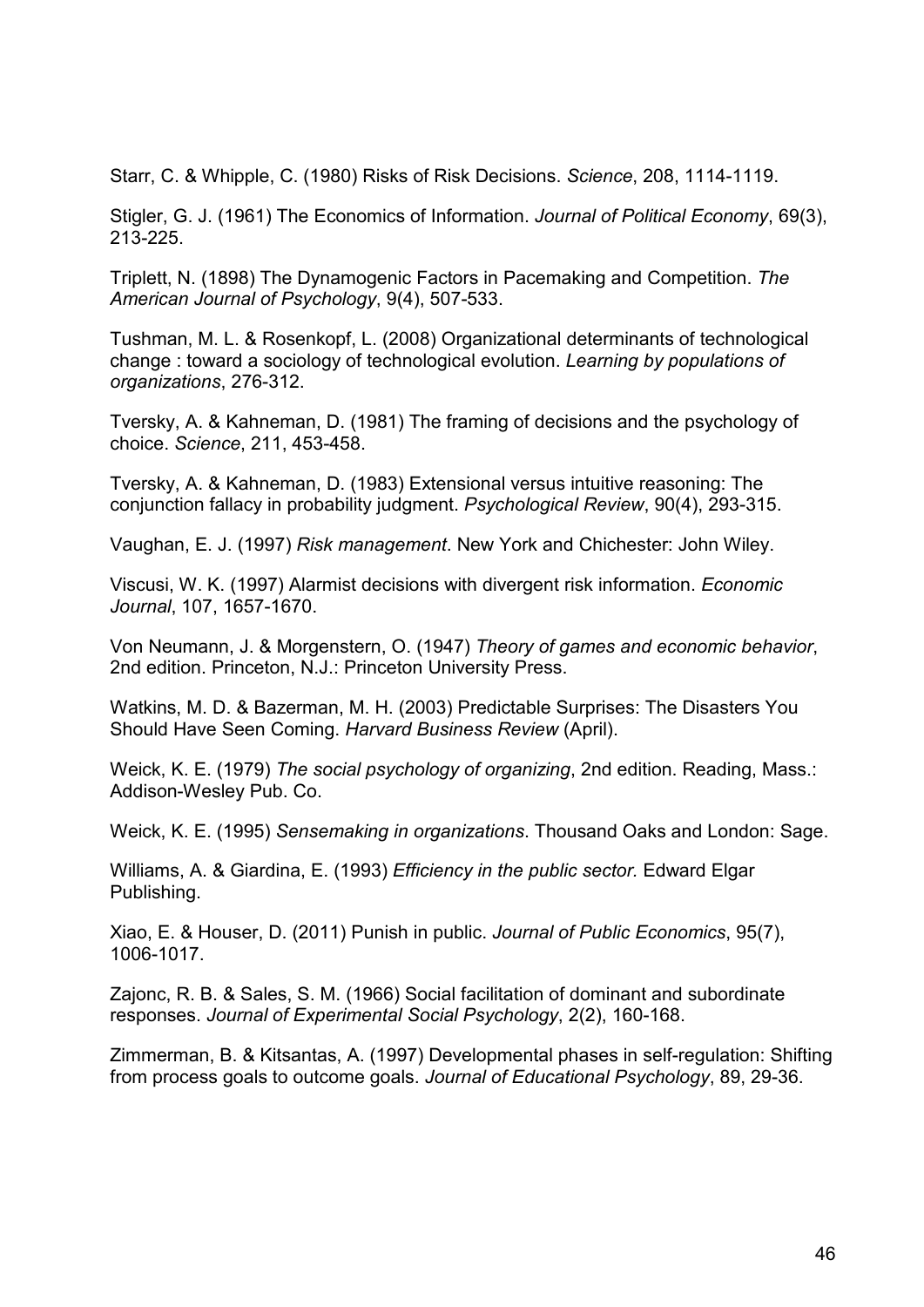Starr, C. & Whipple, C. (1980) Risks of Risk Decisions. *Science*, 208, 1114-1119.

Stigler, G. J. (1961) The Economics of Information. *Journal of Political Economy*, 69(3), 213-225.

Triplett, N. (1898) The Dynamogenic Factors in Pacemaking and Competition. *The American Journal of Psychology*, 9(4), 507-533.

Tushman, M. L. & Rosenkopf, L. (2008) Organizational determinants of technological change : toward a sociology of technological evolution. *Learning by populations of organizations*, 276-312.

Tversky, A. & Kahneman, D. (1981) The framing of decisions and the psychology of choice. *Science*, 211, 453-458.

Tversky, A. & Kahneman, D. (1983) Extensional versus intuitive reasoning: The conjunction fallacy in probability judgment. *Psychological Review*, 90(4), 293-315.

Vaughan, E. J. (1997) *Risk management*. New York and Chichester: John Wiley.

Viscusi, W. K. (1997) Alarmist decisions with divergent risk information. *Economic Journal*, 107, 1657-1670.

Von Neumann, J. & Morgenstern, O. (1947) *Theory of games and economic behavior*, 2nd edition. Princeton, N.J.: Princeton University Press.

Watkins, M. D. & Bazerman, M. H. (2003) Predictable Surprises: The Disasters You Should Have Seen Coming. *Harvard Business Review* (April).

Weick, K. E. (1979) *The social psychology of organizing*, 2nd edition. Reading, Mass.: Addison-Wesley Pub. Co.

Weick, K. E. (1995) *Sensemaking in organizations*. Thousand Oaks and London: Sage.

Williams, A. & Giardina, E. (1993) *Efficiency in the public sector.* Edward Elgar Publishing.

Xiao, E. & Houser, D. (2011) Punish in public. *Journal of Public Economics*, 95(7), 1006-1017.

Zajonc, R. B. & Sales, S. M. (1966) Social facilitation of dominant and subordinate responses. *Journal of Experimental Social Psychology*, 2(2), 160-168.

Zimmerman, B. & Kitsantas, A. (1997) Developmental phases in self-regulation: Shifting from process goals to outcome goals. *Journal of Educational Psychology*, 89, 29-36.